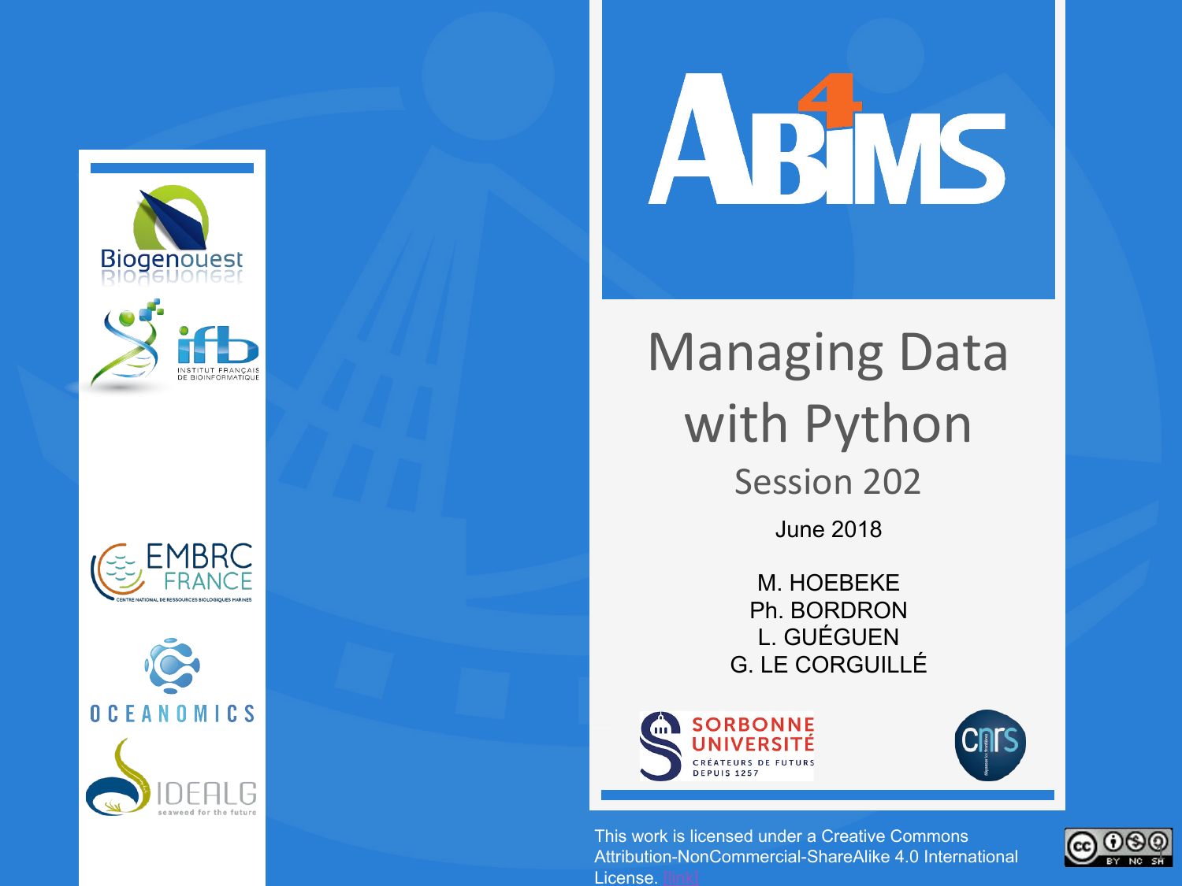# Managing Data with Python

## Session 202

June 2018

M. HOEBEKE
Ph. BORDRON
L. GUÉGUEN
G. LE CORGUILLÉ

This work is licensed under a Creative Commons Attribution-NonCommercial-ShareAlike 4.0 International License. [link]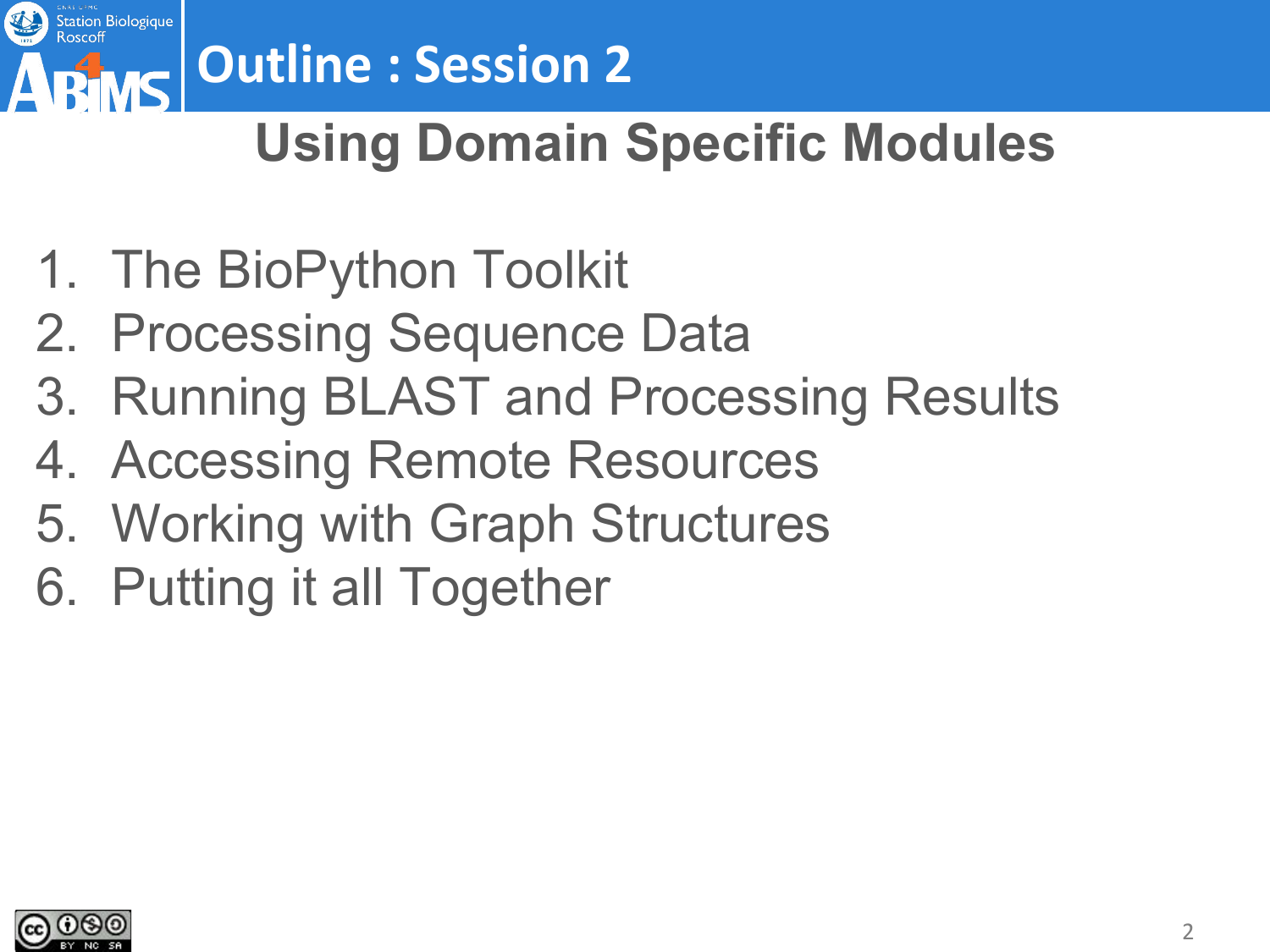# Outline : Session 2

## Using Domain Specific Modules

1. The BioPython Toolkit
2. Processing Sequence Data
3. Running BLAST and Processing Results
4. Accessing Remote Resources
5. Working with Graph Structures
6. Putting it all Together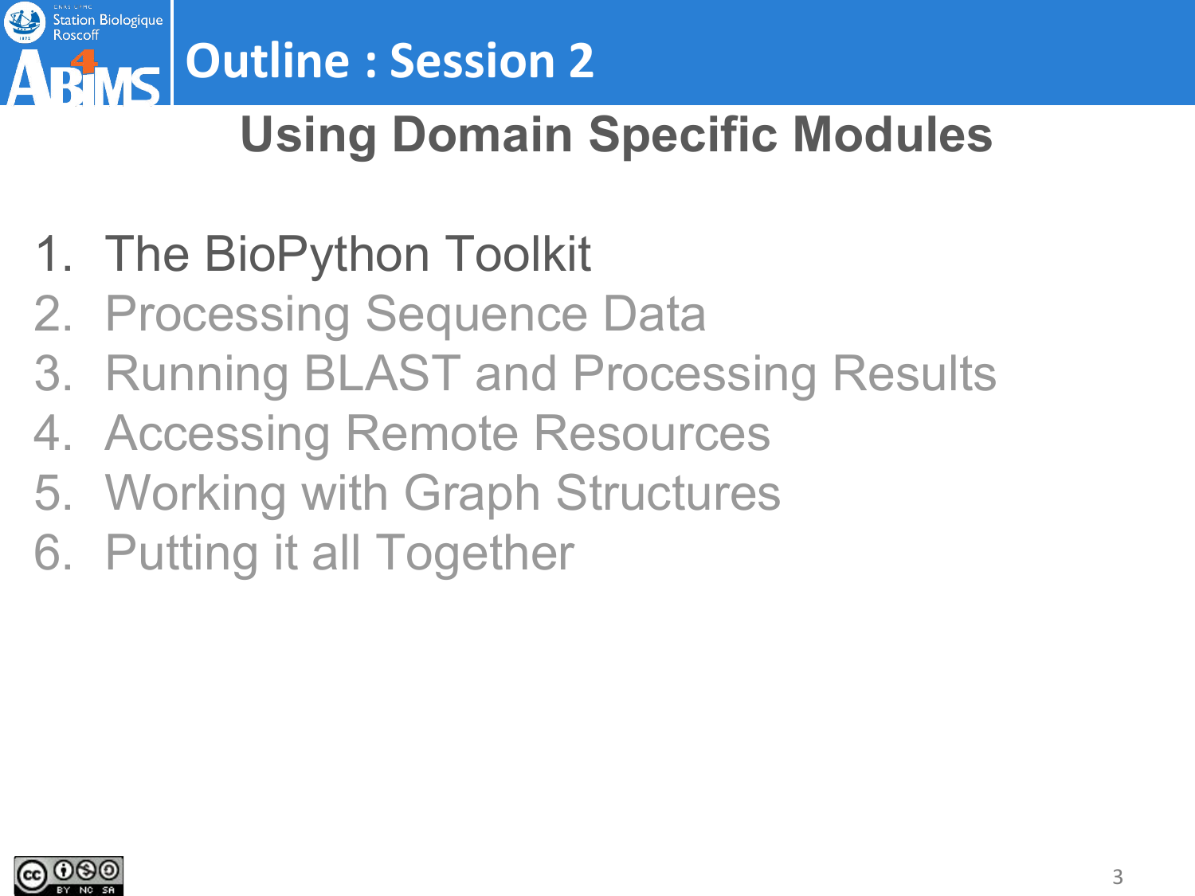# Outline : Session 2

## Using Domain Specific Modules

1. The BioPython Toolkit
2. Processing Sequence Data
3. Running BLAST and Processing Results
4. Accessing Remote Resources
5. Working with Graph Structures
6. Putting it all Together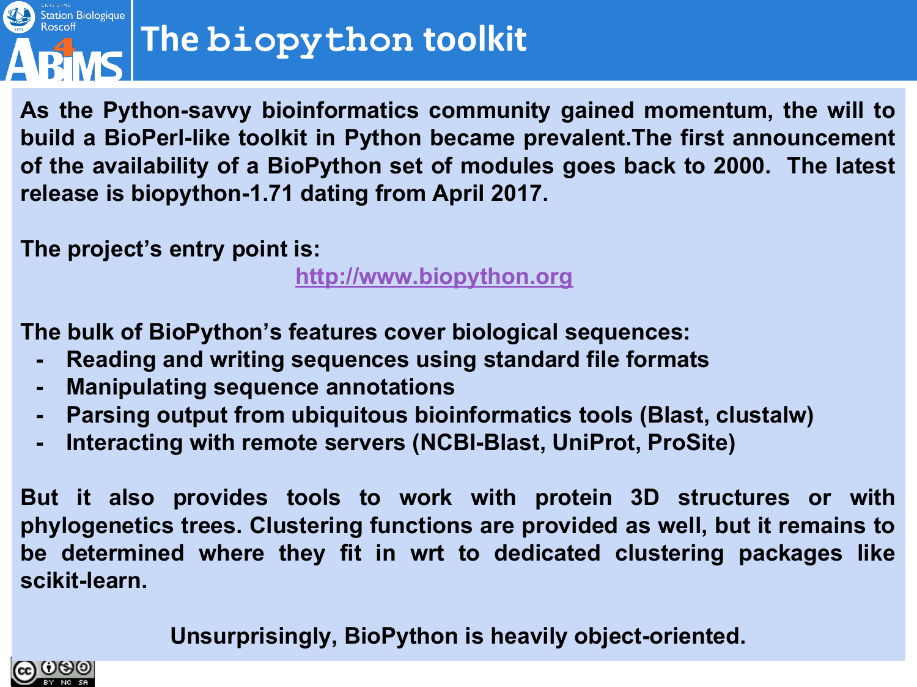# The biopython toolkit

**As the Python-savvy bioinformatics community gained momentum, the will to build a BioPerl-like toolkit in Python became prevalent.The first announcement of the availability of a BioPython set of modules goes back to 2000. The latest release is biopython-1.71 dating from April 2017.**

**The project's entry point is:**

[http://www.biopython.org](http://www.biopython.org)

**The bulk of BioPython's features cover biological sequences:**

- **Reading and writing sequences using standard file formats**
- **Manipulating sequence annotations**
- **Parsing output from ubiquitous bioinformatics tools (Blast, clustalw)**
- **Interacting with remote servers (NCBI-Blast, UniProt, ProSite)**

**But it also provides tools to work with protein 3D structures or with phylogenetics trees. Clustering functions are provided as well, but it remains to be determined where they fit in wrt to dedicated clustering packages like scikit-learn.**

**Unsurprisingly, BioPython is heavily object-oriented.**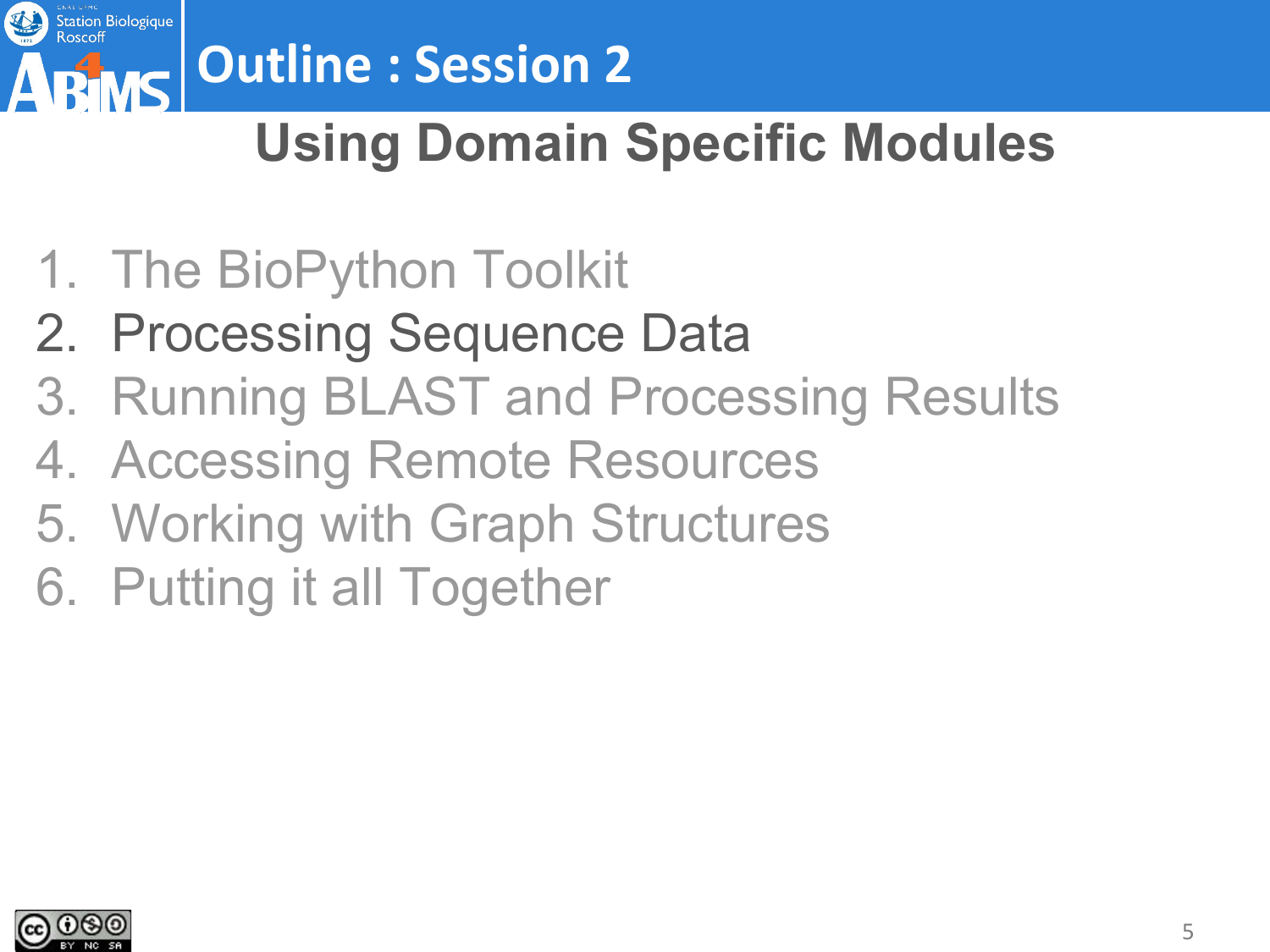# Outline : Session 2

## Using Domain Specific Modules

1. The BioPython Toolkit
2. Processing Sequence Data
3. Running BLAST and Processing Results
4. Accessing Remote Resources
5. Working with Graph Structures
6. Putting it all Together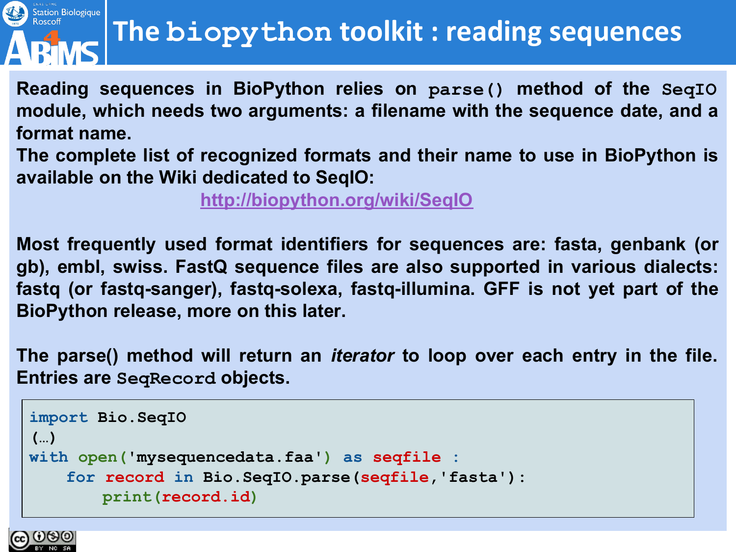# The `biopython` toolkit : reading sequences

**Reading sequences in BioPython relies on `parse()` method of the `SeqIO` module, which needs two arguments: a filename with the sequence date, and a format name.**
**The complete list of recognized formats and their name to use in BioPython is available on the Wiki dedicated to SeqIO:**

[http://biopython.org/wiki/SeqIO](http://biopython.org/wiki/SeqIO)

**Most frequently used format identifiers for sequences are: fasta, genbank (or gb), embl, swiss. FastQ sequence files are also supported in various dialects: fastq (or fastq-sanger), fastq-solexa, fastq-illumina. GFF is not yet part of the BioPython release, more on this later.**

**The parse() method will return an *iterator* to loop over each entry in the file. Entries are `SeqRecord` objects.**

```
import Bio.SeqIO
(…)
with open('mysequencedata.faa') as seqfile :
    for record in Bio.SeqIO.parse(seqfile,'fasta'):
        print(record.id)
```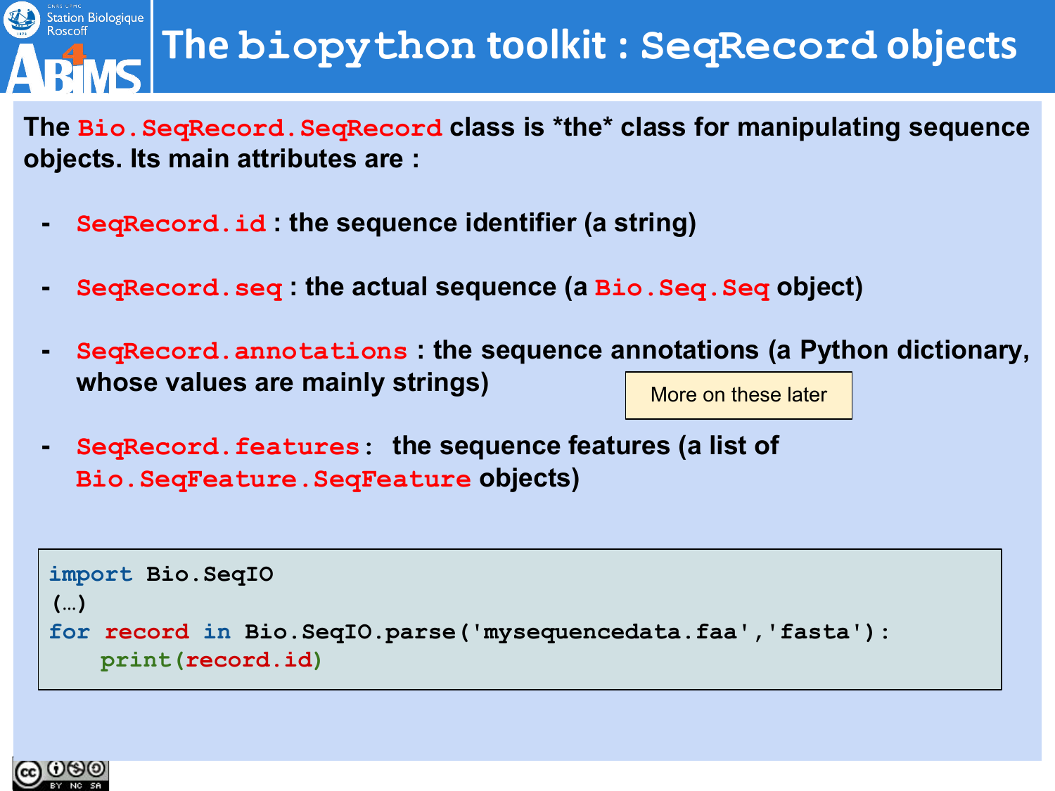# The biopython toolkit : SeqRecord objects

The `Bio.SeqRecord.SeqRecord` class is *the* class for manipulating sequence objects. Its main attributes are :

- `SeqRecord.id` : the sequence identifier (a string)
- `SeqRecord.seq` : the actual sequence (a `Bio.Seq.Seq` object)
- `SeqRecord.annotations` : the sequence annotations (a Python dictionary, whose values are mainly strings)
- `SeqRecord.features`: the sequence features (a list of `Bio.SeqFeature.SeqFeature` objects)

More on these later

```
import Bio.SeqIO
(…)
for record in Bio.SeqIO.parse('mysequencedata.faa','fasta'):
    print(record.id)
```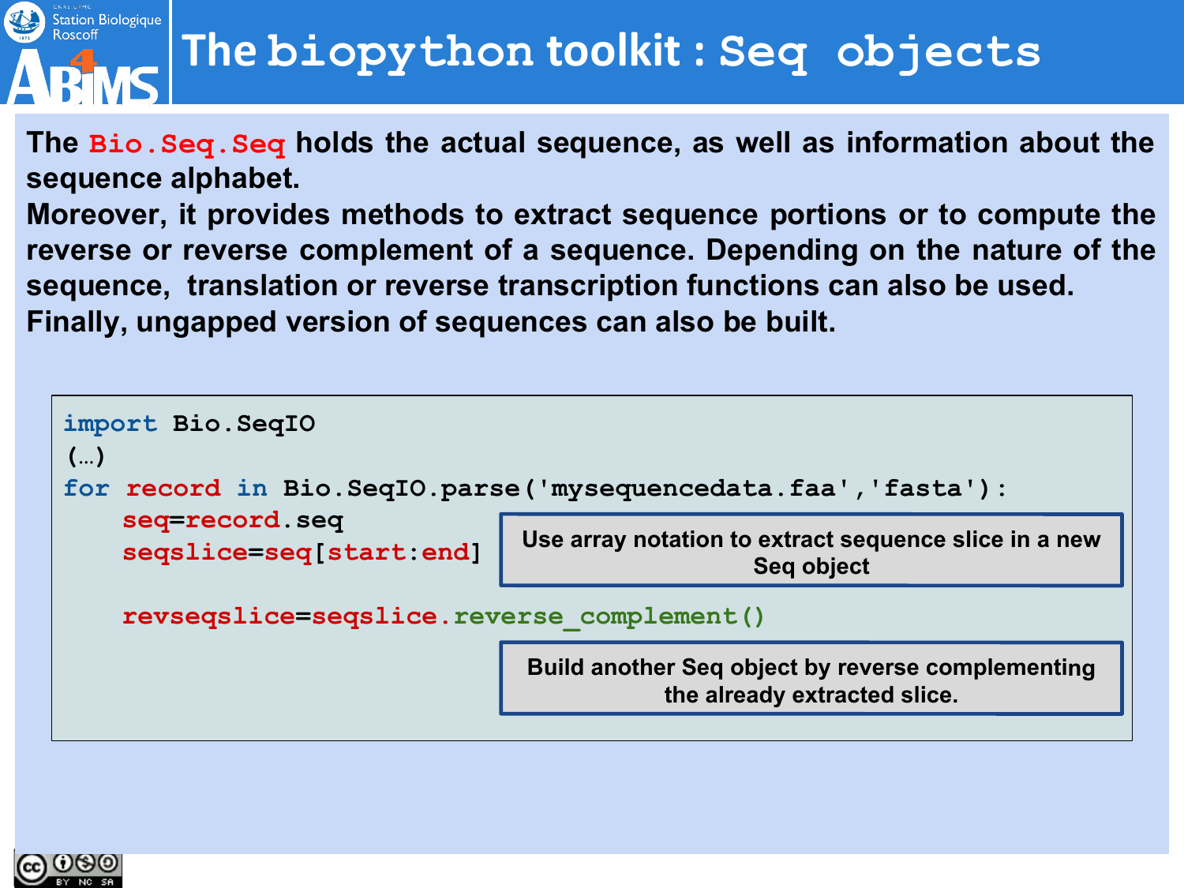# The biopython toolkit : Seq objects

**The `Bio.Seq.Seq` holds the actual sequence, as well as information about the sequence alphabet.**
**Moreover, it provides methods to extract sequence portions or to compute the reverse or reverse complement of a sequence. Depending on the nature of the sequence, translation or reverse transcription functions can also be used.**
**Finally, ungapped version of sequences can also be built.**

```
import Bio.SeqIO
(…)
for record in Bio.SeqIO.parse('mysequencedata.faa','fasta'):
    seq=record.seq
    seqslice=seq[start:end]

    revseqslice=seqslice.reverse_complement()
```

**Use array notation to extract sequence slice in a new Seq object**

**Build another Seq object by reverse complementing the already extracted slice.**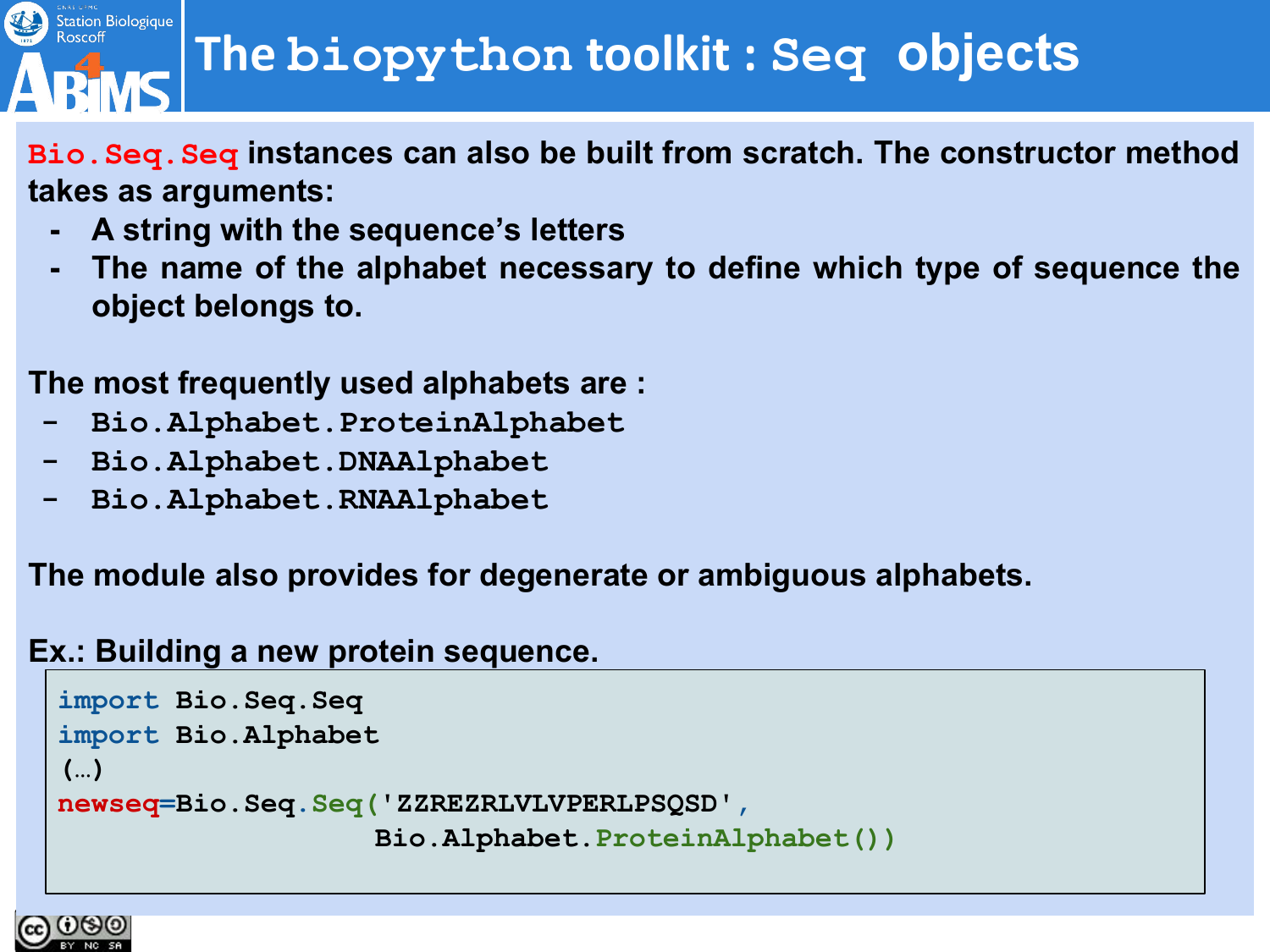# The biopython toolkit : Seq objects

**`Bio.Seq.Seq` instances can also be built from scratch. The constructor method takes as arguments:**

- **A string with the sequence's letters**
- **The name of the alphabet necessary to define which type of sequence the object belongs to.**

**The most frequently used alphabets are :**

- **`Bio.Alphabet.ProteinAlphabet`**
- **`Bio.Alphabet.DNAAlphabet`**
- **`Bio.Alphabet.RNAAlphabet`**

**The module also provides for degenerate or ambiguous alphabets.**

**Ex.: Building a new protein sequence.**

```
import Bio.Seq.Seq
import Bio.Alphabet
(…)
newseq=Bio.Seq.Seq('ZZREZRLVLVPERLPSQSD',
                   Bio.Alphabet.ProteinAlphabet())
```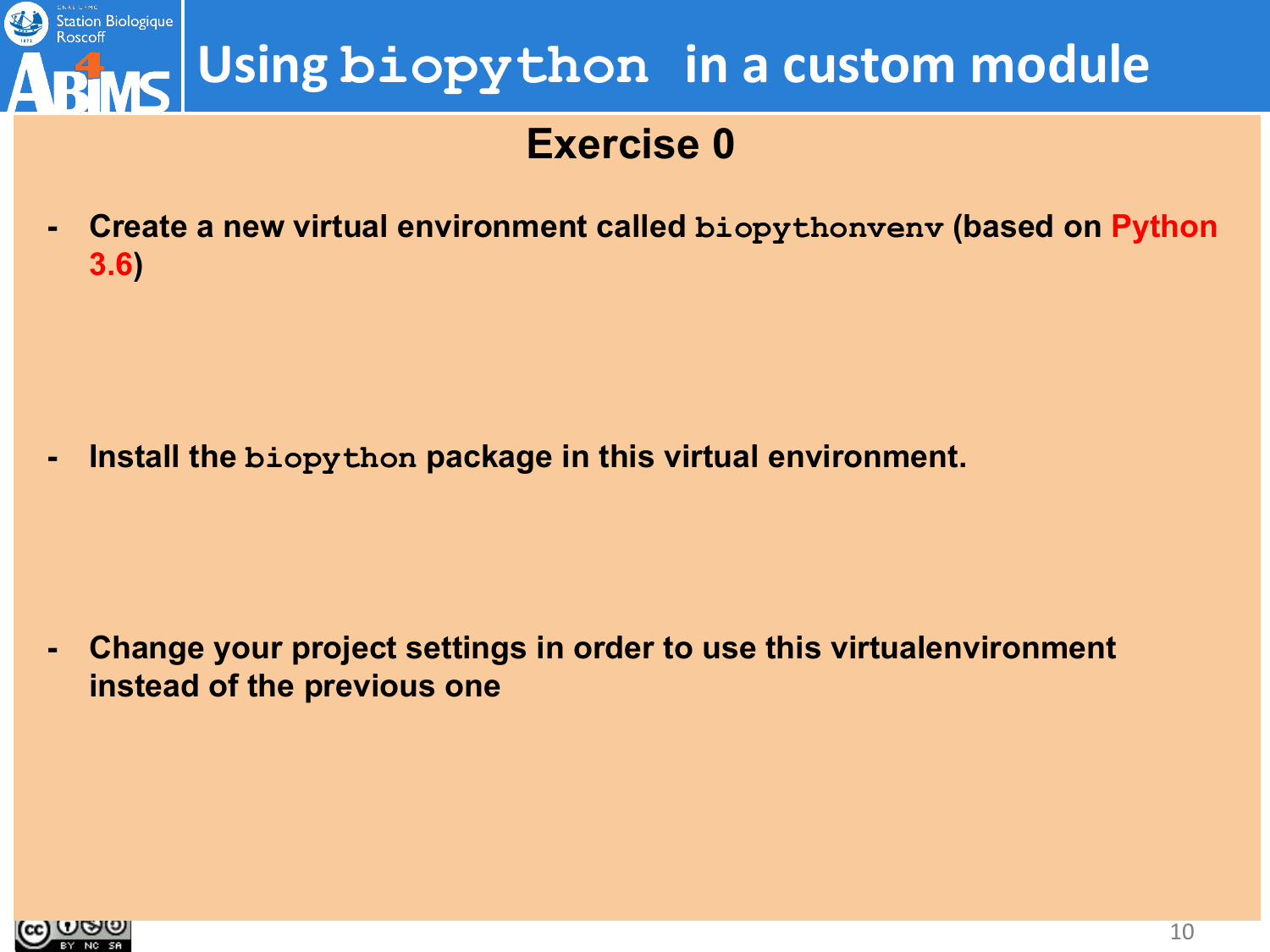# Using `biopython` in a custom module

## Exercise 0

- **Create a new virtual environment called `biopythonvenv` (based on Python 3.6)**

- **Install the `biopython` package in this virtual environment.**

- **Change your project settings in order to use this virtualenvironment instead of the previous one**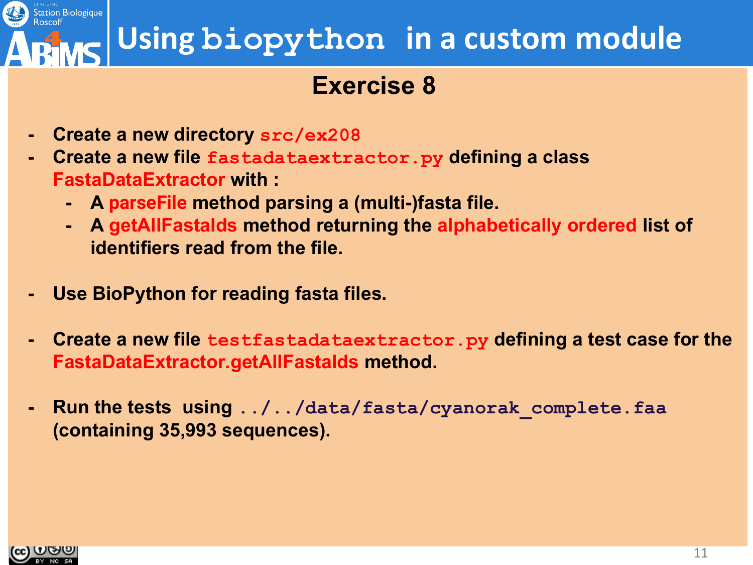# Using `biopython` in a custom module

## Exercise 8

- Create a new directory `src/ex208`
- Create a new file `fastadataextractor.py` defining a class **FastaDataExtractor** with :
  - A **parseFile** method parsing a (multi-)fasta file.
  - A **getAllFastaIds** method returning the **alphabetically ordered** list of identifiers read from the file.

- Use BioPython for reading fasta files.

- Create a new file `testfastadataextractor.py` defining a test case for the **FastaDataExtractor.getAllFastaIds** method.

- Run the tests using `../../data/fasta/cyanorak_complete.faa` (containing 35,993 sequences).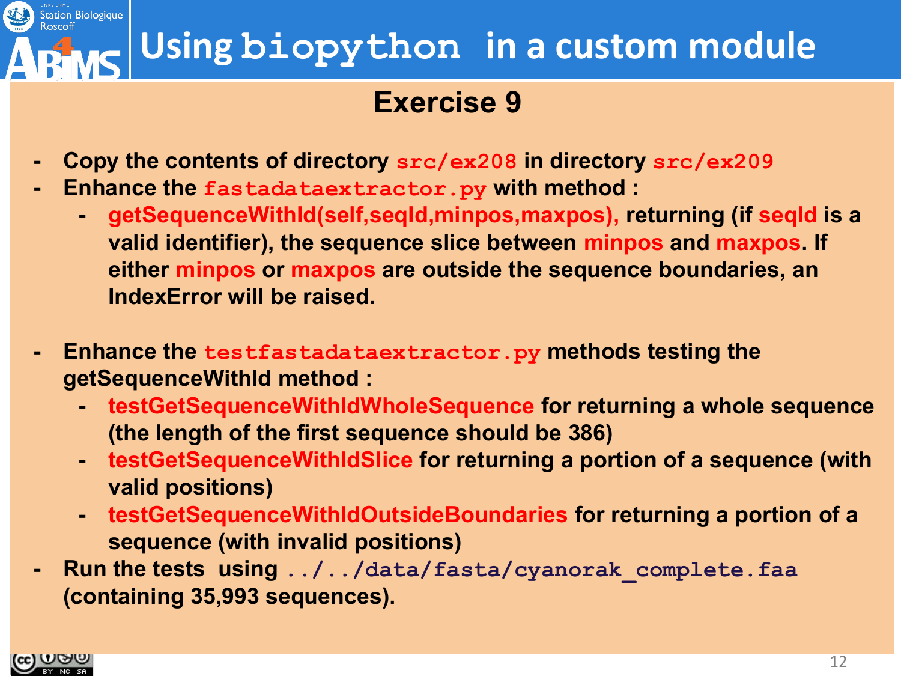# Using biopython in a custom module

## Exercise 9

- Copy the contents of directory `src/ex208` in directory `src/ex209`
- Enhance the `fastadataextractor.py` with method :
  - getSequenceWithId(self,seqId,minpos,maxpos), returning (if seqId is a valid identifier), the sequence slice between minpos and maxpos. If either minpos or maxpos are outside the sequence boundaries, an IndexError will be raised.

- Enhance the `testfastadataextractor.py` methods testing the getSequenceWithId method :
  - testGetSequenceWithIdWholeSequence for returning a whole sequence (the length of the first sequence should be 386)
  - testGetSequenceWithIdSlice for returning a portion of a sequence (with valid positions)
  - testGetSequenceWithIdOutsideBoundaries for returning a portion of a sequence (with invalid positions)
- Run the tests using `../../data/fasta/cyanorak_complete.faa` (containing 35,993 sequences).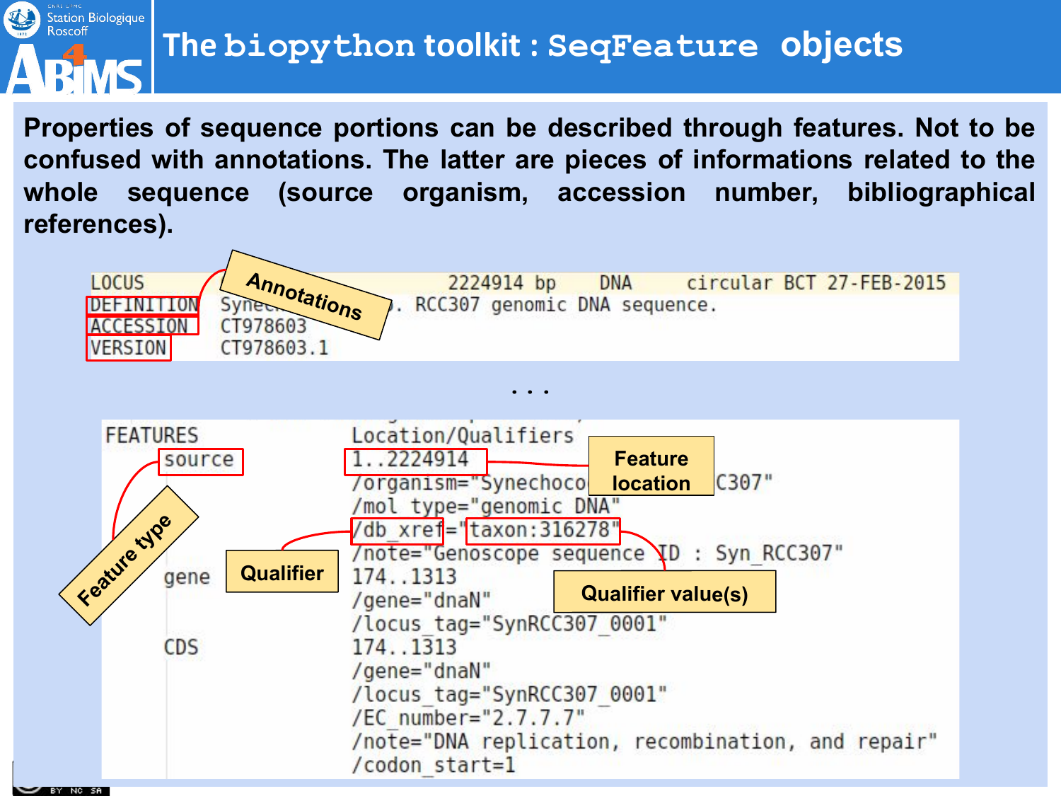# The biopython toolkit : SeqFeature objects

**Properties of sequence portions can be described through features. Not to be confused with annotations. The latter are pieces of informations related to the whole sequence (source organism, accession number, bibliographical references).**

```
LOCUS                                  2224914 bp    DNA     circular BCT 27-FEB-2015
DEFINITION  Synec...              . RCC307 genomic DNA sequence.
ACCESSION   CT978603
VERSION     CT978603.1
```

Annotations

. . .

```
FEATURES             Location/Qualifiers
     source          1..2224914
                     /organism="Synechoco...C307"
                     /mol_type="genomic DNA"
                     /db_xref="taxon:316278"
                     /note="Genoscope sequence ID : Syn_RCC307"
     gene            174..1313
                     /gene="dnaN"
                     /locus_tag="SynRCC307_0001"
     CDS             174..1313
                     /gene="dnaN"
                     /locus_tag="SynRCC307_0001"
                     /EC_number="2.7.7.7"
                     /note="DNA replication, recombination, and repair"
                     /codon_start=1
```

Feature type | Feature location | Qualifier | Qualifier value(s)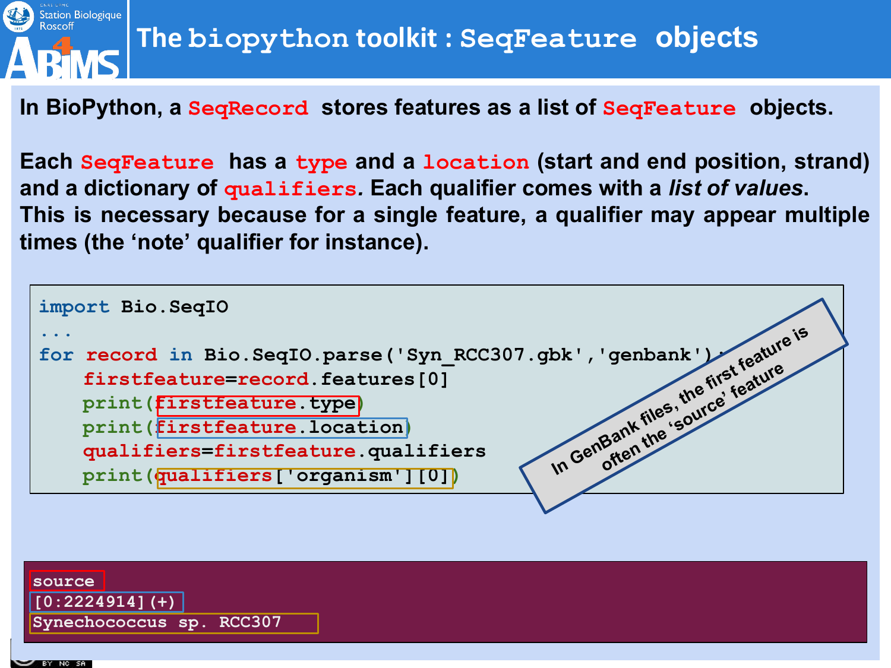# The biopython toolkit : SeqFeature objects

In BioPython, a SeqRecord stores features as a list of SeqFeature objects.

Each SeqFeature has a type and a location (start and end position, strand) and a dictionary of qualifiers. Each qualifier comes with a *list of values*. This is necessary because for a single feature, a qualifier may appear multiple times (the 'note' qualifier for instance).

```
import Bio.SeqIO
...
for record in Bio.SeqIO.parse('Syn_RCC307.gbk','genbank'):
    firstfeature=record.features[0]
    print(firstfeature.type)
    print(firstfeature.location)
    qualifiers=firstfeature.qualifiers
    print(qualifiers['organism'][0])
```

In GenBank files, the first feature is often the 'source' feature

```
source
[0:2224914](+)
Synechococcus sp. RCC307
```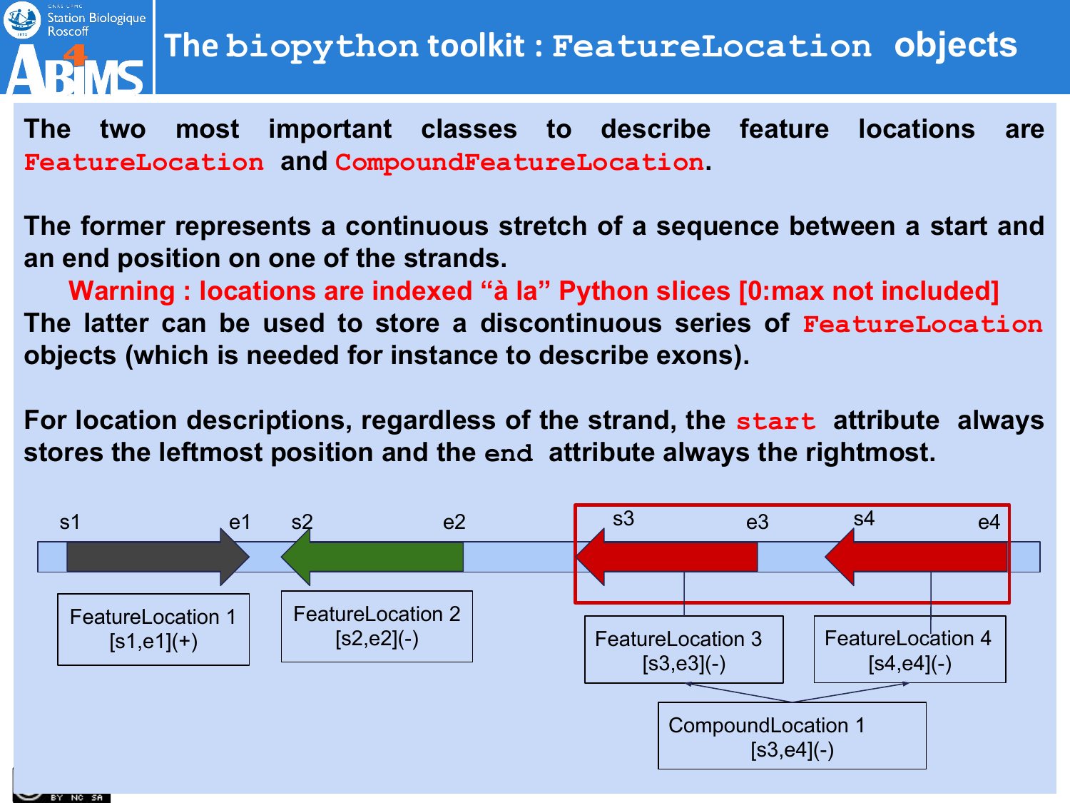# The biopython toolkit : FeatureLocation objects

The two most important classes to describe feature locations are **FeatureLocation** and **CompoundFeatureLocation**.

The former represents a continuous stretch of a sequence between a start and an end position on one of the strands.

**Warning : locations are indexed “à la” Python slices [0:max not included]**

The latter can be used to store a discontinuous series of **FeatureLocation** objects (which is needed for instance to describe exons).

For location descriptions, regardless of the strand, the `start` attribute always stores the leftmost position and the `end` attribute always the rightmost.

s1 e1 s2 e2 s3 e3 s4 e4

FeatureLocation 1
[s1,e1](+)

FeatureLocation 2
[s2,e2](-)

FeatureLocation 3
[s3,e3](-)

FeatureLocation 4
[s4,e4](-)

CompoundLocation 1
[s3,e4](-)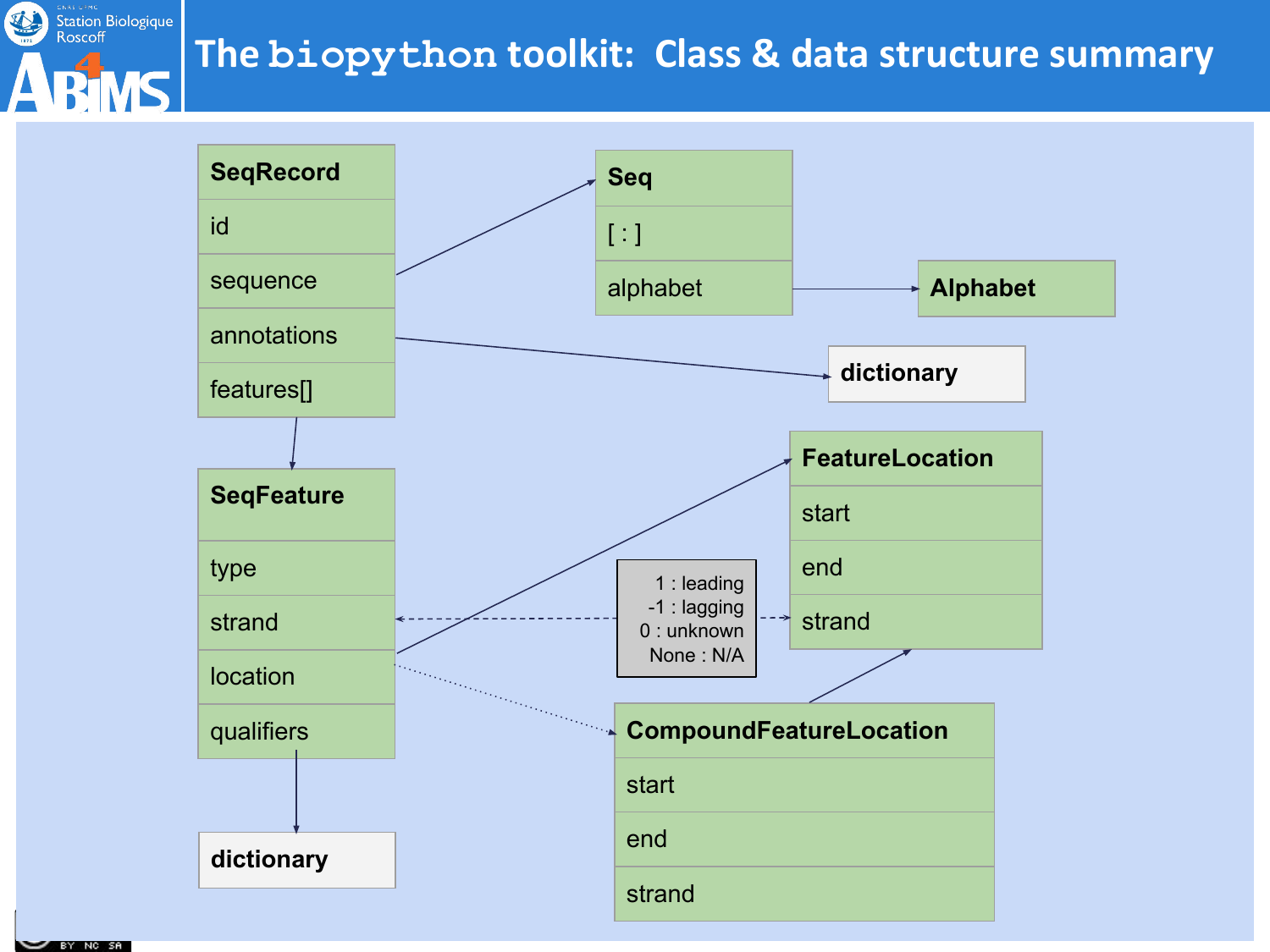# The biopython toolkit: Class & data structure summary

**SeqRecord**
- id
- sequence
- annotations
- features[]

**Seq**
- [ : ]
- alphabet

**Alphabet**

**dictionary**

**SeqFeature**
- type
- strand
- location
- qualifiers

**dictionary**

**FeatureLocation**
- start
- end
- strand

1 : leading
-1 : lagging
0 : unknown
None : N/A

**CompoundFeatureLocation**
- start
- end
- strand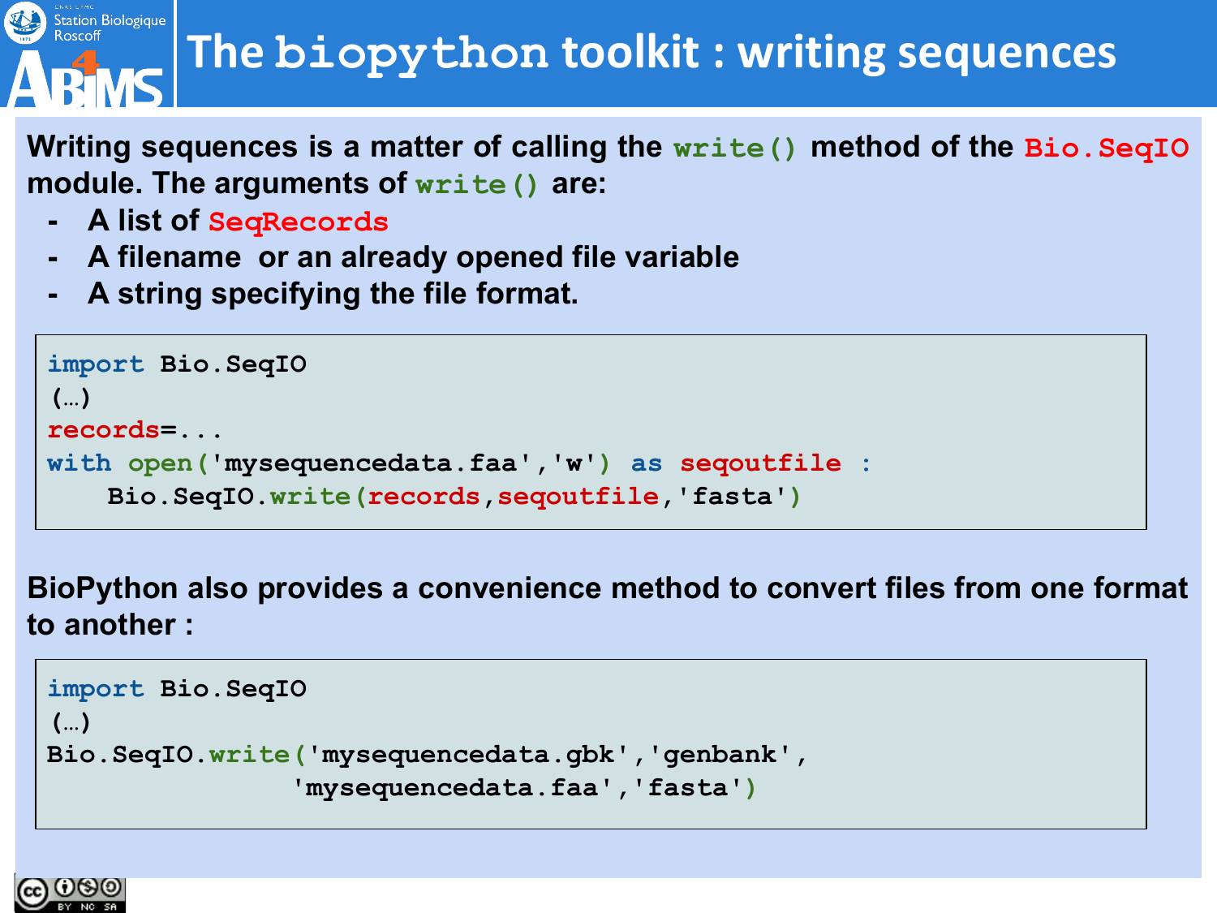# The biopython toolkit : writing sequences

**Writing sequences is a matter of calling the `write()` method of the `Bio.SeqIO` module. The arguments of `write()` are:**

- **A list of `SeqRecords`**
- **A filename or an already opened file variable**
- **A string specifying the file format.**

```
import Bio.SeqIO
(…)
records=...
with open('mysequencedata.faa','w') as seqoutfile :
    Bio.SeqIO.write(records,seqoutfile,'fasta')
```

**BioPython also provides a convenience method to convert files from one format to another :**

```
import Bio.SeqIO
(…)
Bio.SeqIO.write('mysequencedata.gbk','genbank',
               'mysequencedata.faa','fasta')
```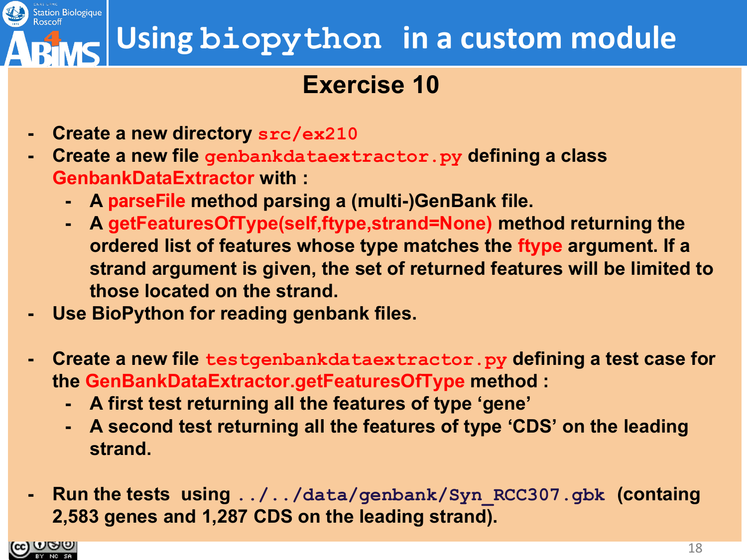# Using biopython in a custom module

## Exercise 10

- Create a new directory `src/ex210`
- Create a new file `genbankdataextractor.py` defining a class **GenbankDataExtractor** with :
  - A **parseFile** method parsing a (multi-)GenBank file.
  - A **getFeaturesOfType(self,ftype,strand=None)** method returning the ordered list of features whose type matches the **ftype** argument. If a strand argument is given, the set of returned features will be limited to those located on the strand.
- Use BioPython for reading genbank files.

- Create a new file `testgenbankdataextractor.py` defining a test case for the **GenBankDataExtractor.getFeaturesOfType** method :
  - A first test returning all the features of type 'gene'
  - A second test returning all the features of type 'CDS' on the leading strand.

- Run the tests using `../../data/genbank/Syn_RCC307.gbk` (containg 2,583 genes and 1,287 CDS on the leading strand).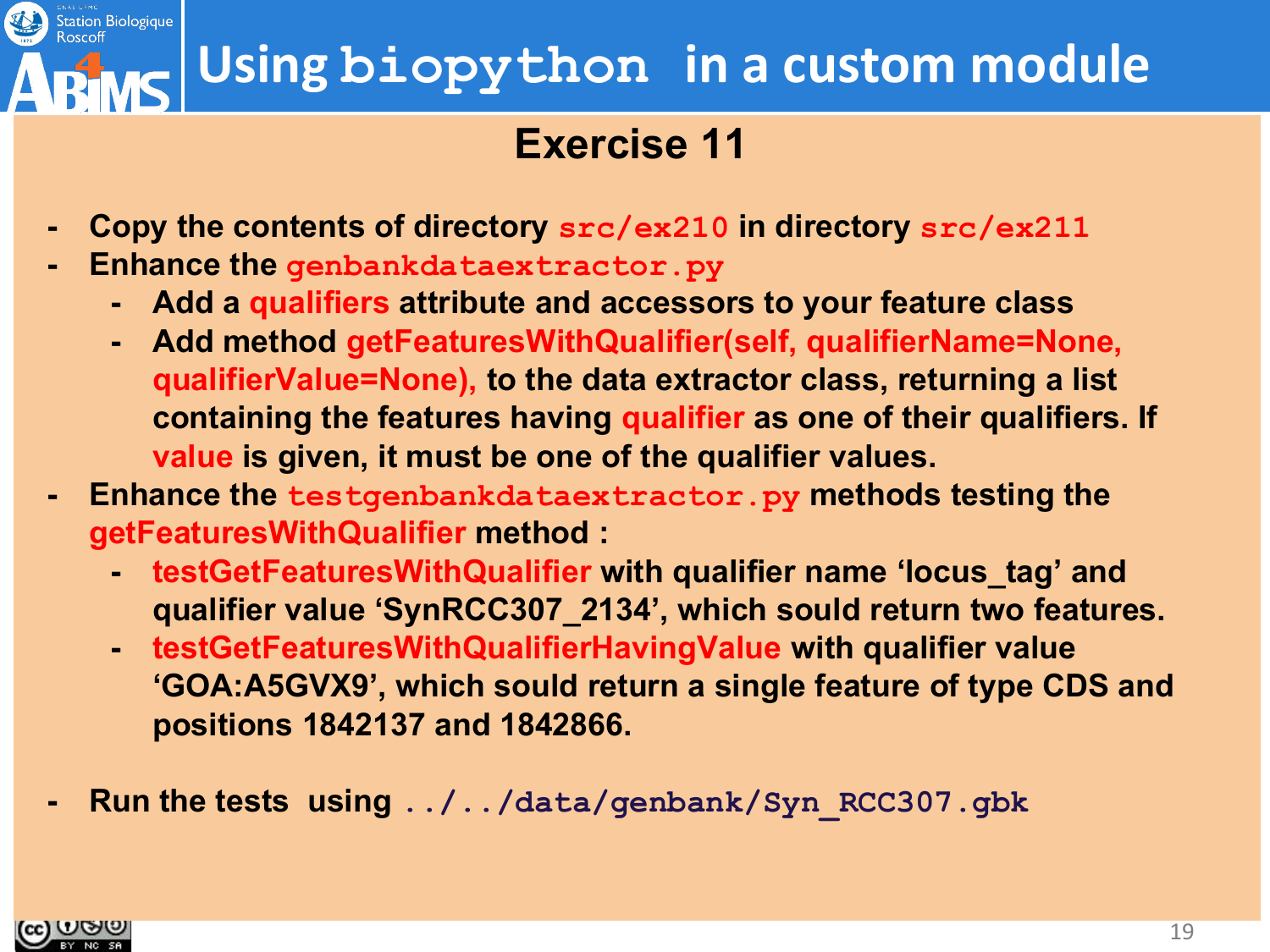# Using `biopython` in a custom module

## Exercise 11

- Copy the contents of directory `src/ex210` in directory `src/ex211`
- Enhance the `genbankdataextractor.py`
  - Add a qualifiers attribute and accessors to your feature class
  - Add method getFeaturesWithQualifier(self, qualifierName=None, qualifierValue=None), to the data extractor class, returning a list containing the features having qualifier as one of their qualifiers. If value is given, it must be one of the qualifier values.
- Enhance the `testgenbankdataextractor.py` methods testing the getFeaturesWithQualifier method :
  - testGetFeaturesWithQualifier with qualifier name 'locus_tag' and qualifier value 'SynRCC307_2134', which sould return two features.
  - testGetFeaturesWithQualifierHavingValue with qualifier value 'GOA:A5GVX9', which sould return a single feature of type CDS and positions 1842137 and 1842866.

- Run the tests using `../../data/genbank/Syn_RCC307.gbk`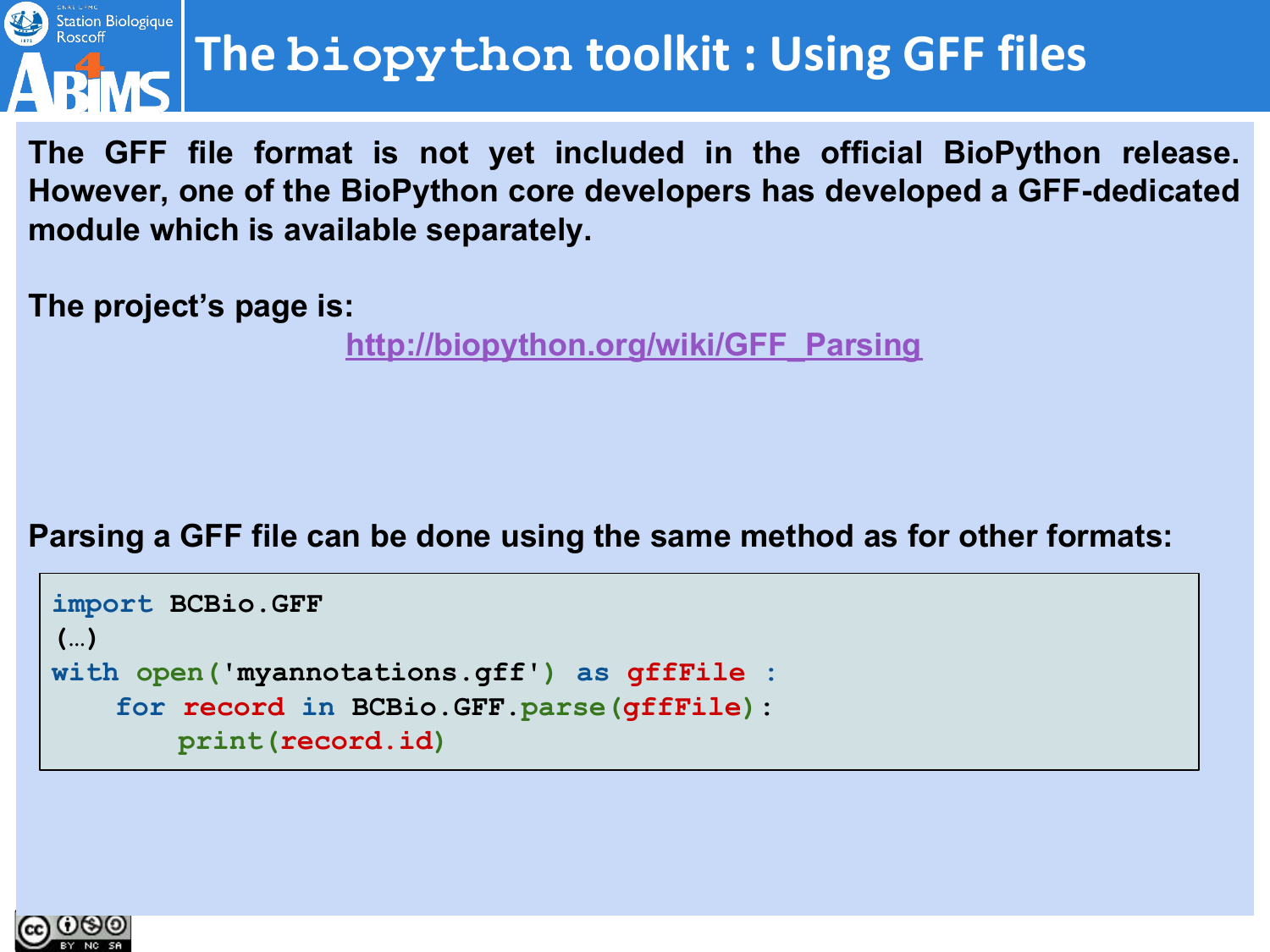# The biopython toolkit : Using GFF files

**The GFF file format is not yet included in the official BioPython release. However, one of the BioPython core developers has developed a GFF-dedicated module which is available separately.**

**The project's page is:**

http://biopython.org/wiki/GFF_Parsing

**Parsing a GFF file can be done using the same method as for other formats:**

```
import BCBio.GFF
(…)
with open('myannotations.gff') as gffFile :
    for record in BCBio.GFF.parse(gffFile):
        print(record.id)
```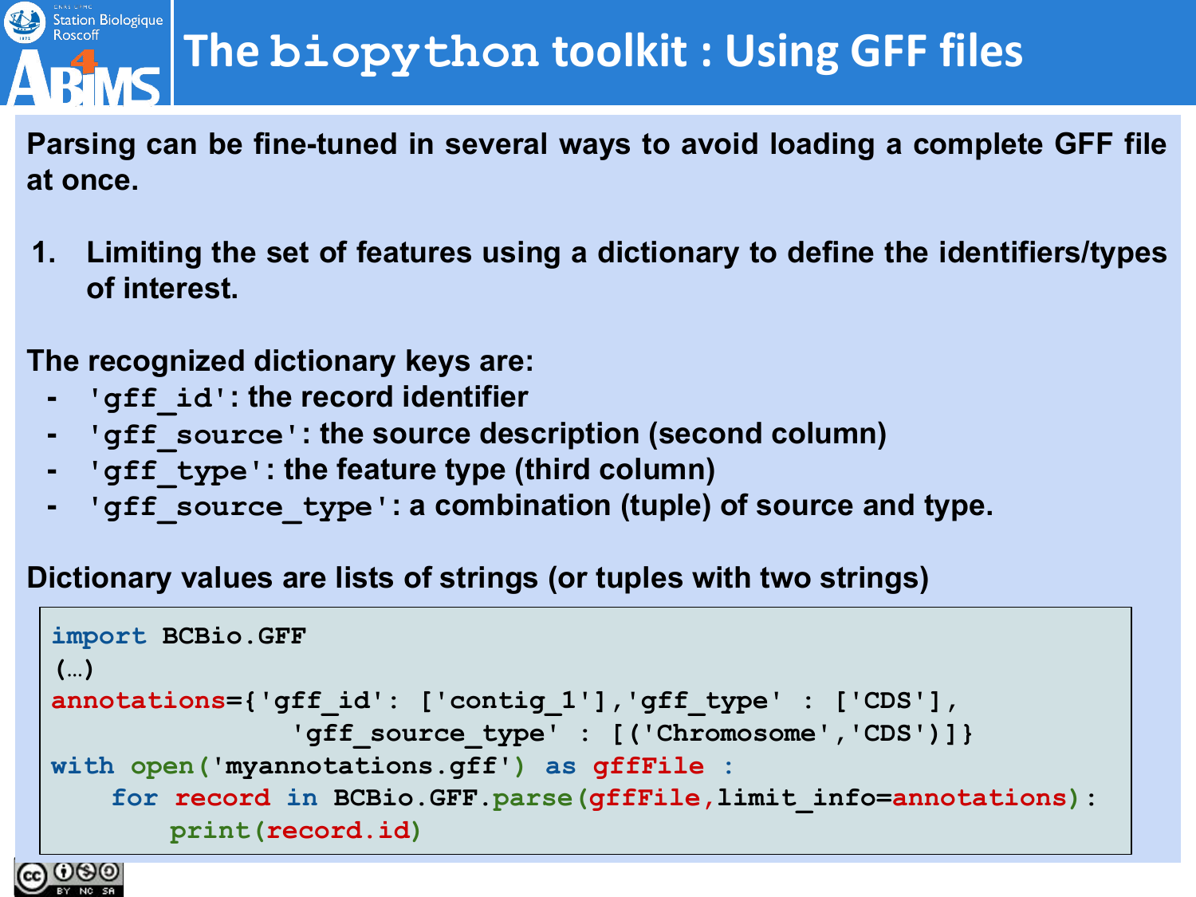# The biopython toolkit : Using GFF files

**Parsing can be fine-tuned in several ways to avoid loading a complete GFF file at once.**

1. **Limiting the set of features using a dictionary to define the identifiers/types of interest.**

**The recognized dictionary keys are:**

- `'gff_id'`: the record identifier
- `'gff_source'`: the source description (second column)
- `'gff_type'`: the feature type (third column)
- `'gff_source_type'`: a combination (tuple) of source and type.

**Dictionary values are lists of strings (or tuples with two strings)**

```
import BCBio.GFF
(…)
annotations={'gff_id': ['contig_1'],'gff_type' : ['CDS'],
              'gff_source_type' : [('Chromosome','CDS')]}
with open('myannotations.gff') as gffFile :
    for record in BCBio.GFF.parse(gffFile,limit_info=annotations):
        print(record.id)
```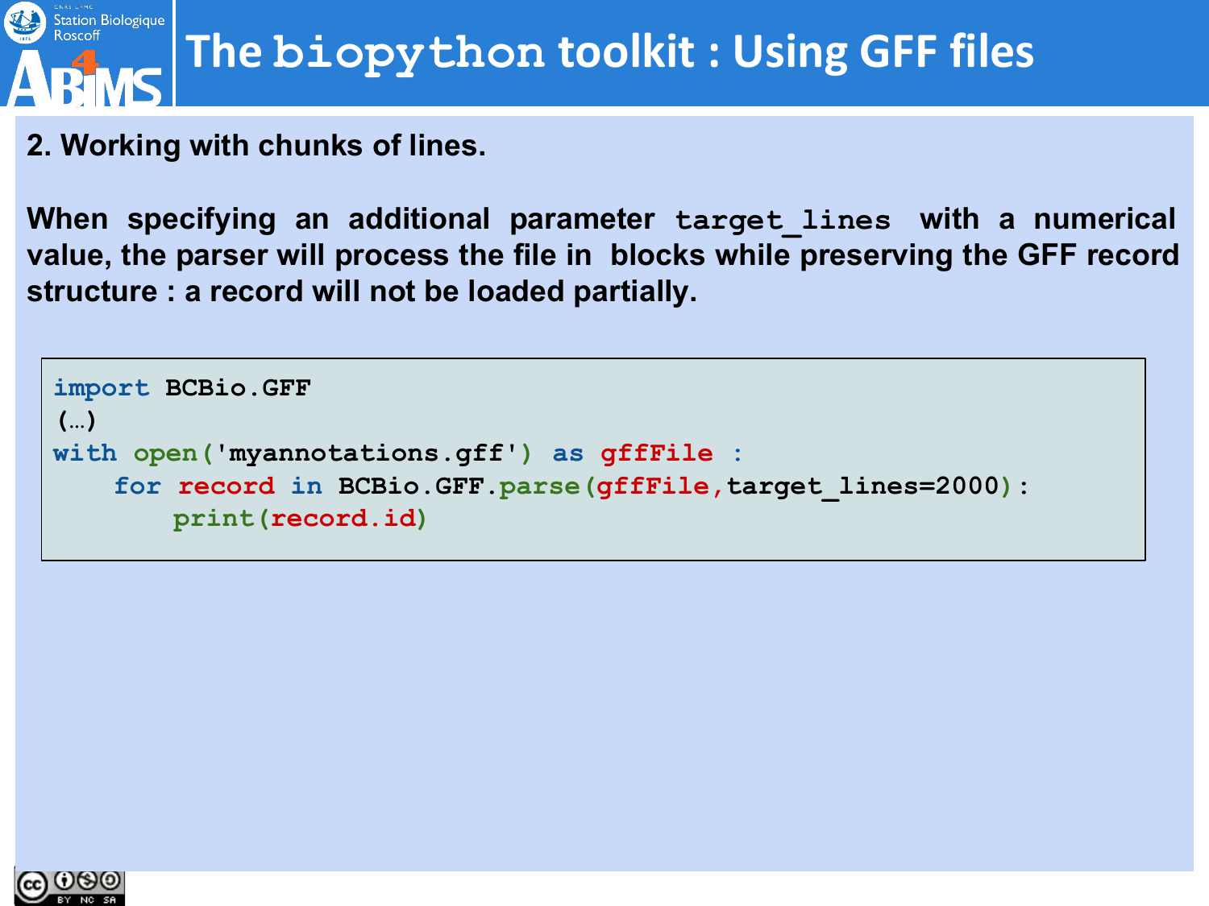# The biopython toolkit : Using GFF files

**2. Working with chunks of lines.**

**When specifying an additional parameter `target_lines` with a numerical value, the parser will process the file in blocks while preserving the GFF record structure : a record will not be loaded partially.**

```
import BCBio.GFF
(…)
with open('myannotations.gff') as gffFile :
    for record in BCBio.GFF.parse(gffFile,target_lines=2000):
        print(record.id)
```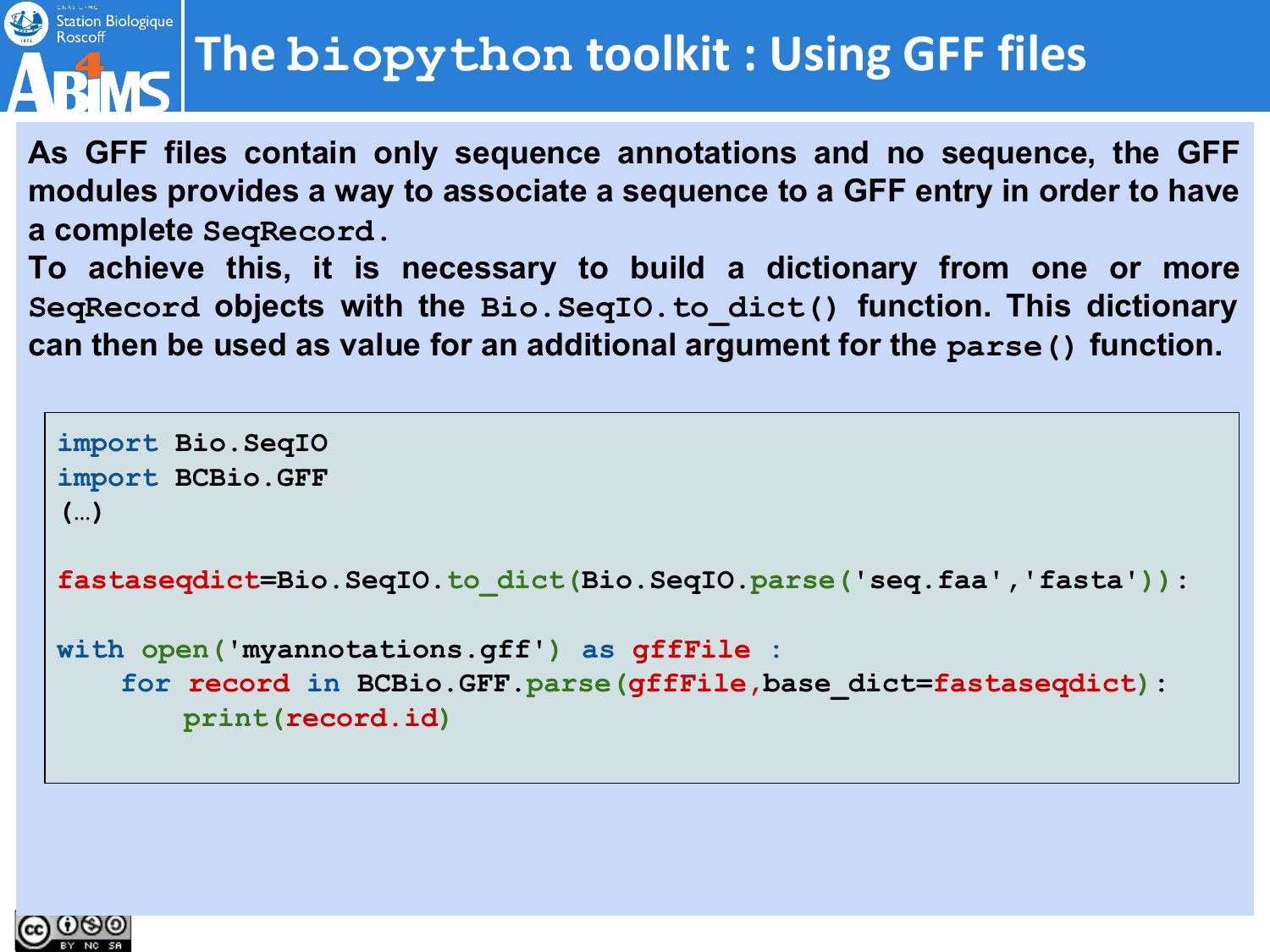# The biopython toolkit : Using GFF files

**As GFF files contain only sequence annotations and no sequence, the GFF modules provides a way to associate a sequence to a GFF entry in order to have a complete `SeqRecord`.**
**To achieve this, it is necessary to build a dictionary from one or more `SeqRecord` objects with the `Bio.SeqIO.to_dict()` function. This dictionary can then be used as value for an additional argument for the `parse()` function.**

```
import Bio.SeqIO
import BCBio.GFF
(…)

fastaseqdict=Bio.SeqIO.to_dict(Bio.SeqIO.parse('seq.faa','fasta')):

with open('myannotations.gff') as gffFile :
    for record in BCBio.GFF.parse(gffFile,base_dict=fastaseqdict):
        print(record.id)
```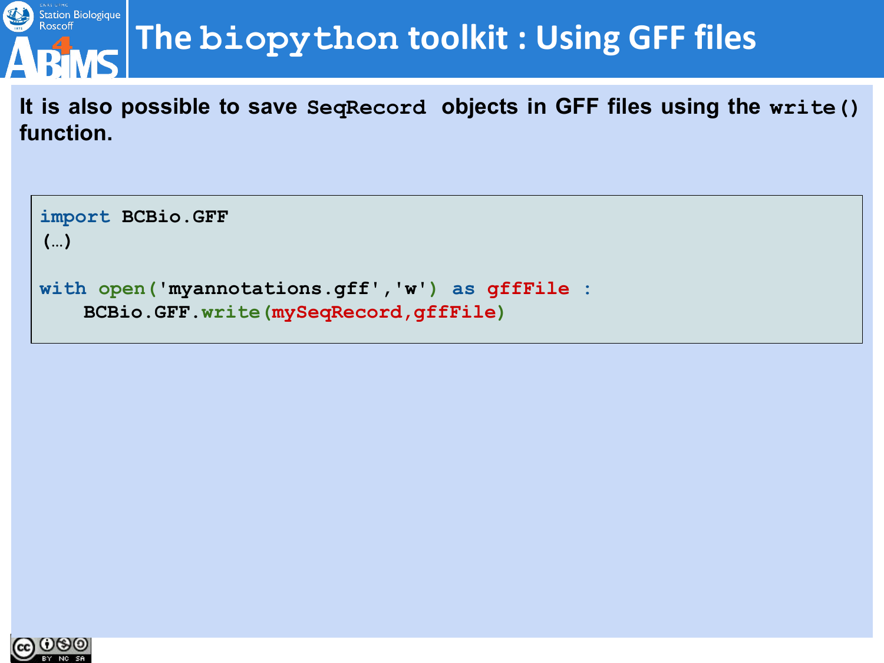# The biopython toolkit : Using GFF files

**It is also possible to save `SeqRecord` objects in GFF files using the `write()` function.**

```
import BCBio.GFF
(…)

with open('myannotations.gff','w') as gffFile :
    BCBio.GFF.write(mySeqRecord,gffFile)
```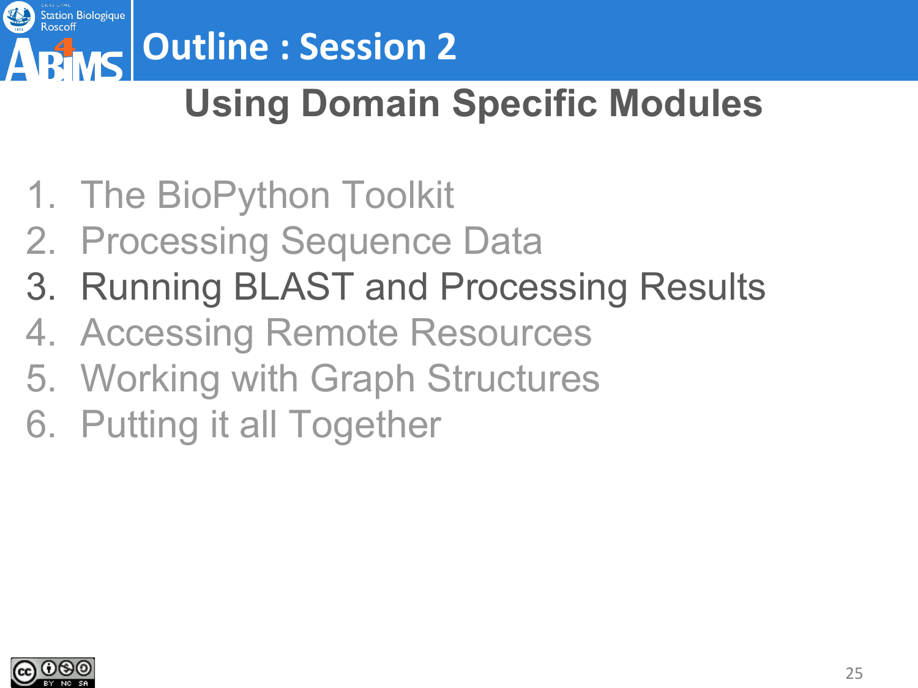# Outline : Session 2

## Using Domain Specific Modules

1. The BioPython Toolkit
2. Processing Sequence Data
3. Running BLAST and Processing Results
4. Accessing Remote Resources
5. Working with Graph Structures
6. Putting it all Together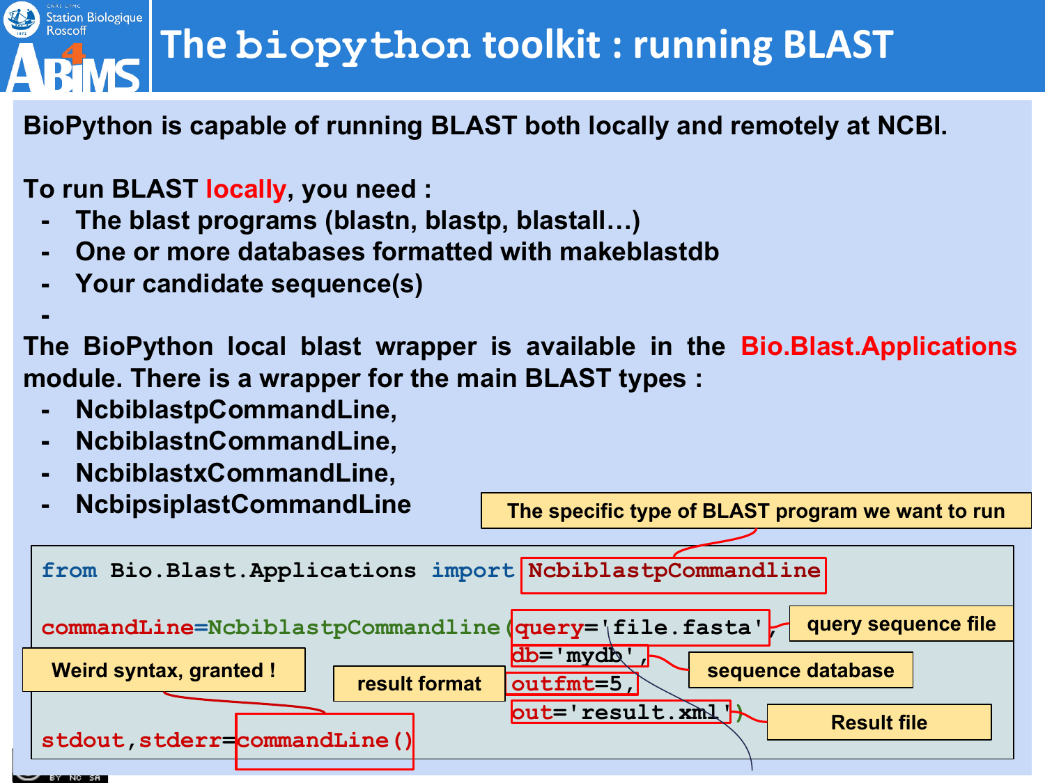# The biopython toolkit : running BLAST

**BioPython is capable of running BLAST both locally and remotely at NCBI.**

**To run BLAST locally, you need :**

- **The blast programs (blastn, blastp, blastall…)**
- **One or more databases formatted with makeblastdb**
- **Your candidate sequence(s)**
-

**The BioPython local blast wrapper is available in the Bio.Blast.Applications module. There is a wrapper for the main BLAST types :**

- **NcbiblastpCommandLine,**
- **NcbiblastnCommandLine,**
- **NcbiblastxCommandLine,**
- **NcbipsiplastCommandLine**

```
from Bio.Blast.Applications import NcbiblastpCommandline

commandLine=NcbiblastpCommandline(query='file.fasta',
                                  db='mydb',
                                  outfmt=5,
                                  out='result.xml')

stdout,stderr=commandLine()
```

- NcbiblastpCommandline: The specific type of BLAST program we want to run
- query: query sequence file
- db: sequence database
- outfmt: result format
- out: Result file
- commandLine(): Weird syntax, granted !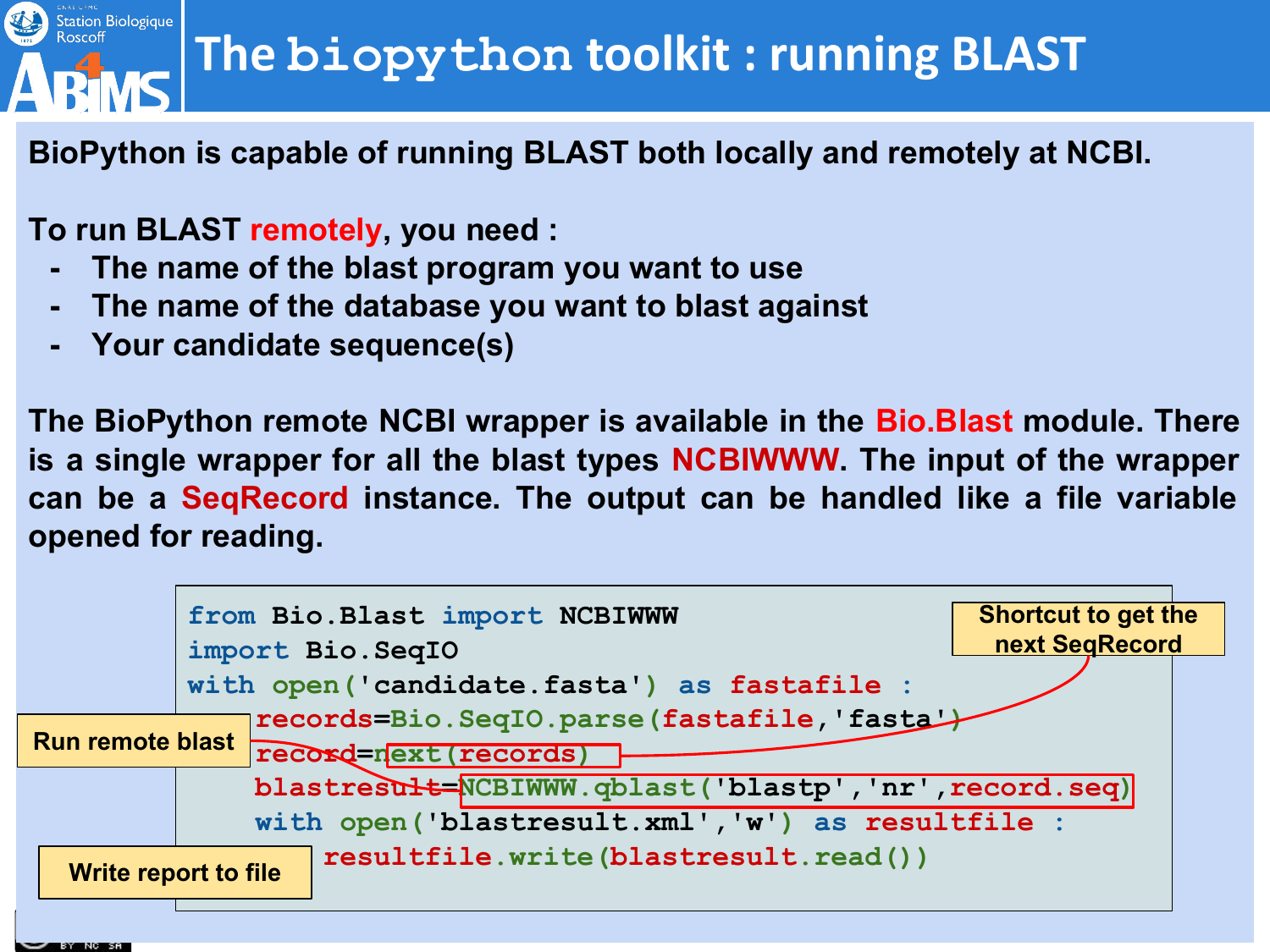# The biopython toolkit : running BLAST

**BioPython is capable of running BLAST both locally and remotely at NCBI.**

**To run BLAST remotely, you need :**

- **The name of the blast program you want to use**
- **The name of the database you want to blast against**
- **Your candidate sequence(s)**

**The BioPython remote NCBI wrapper is available in the Bio.Blast module. There is a single wrapper for all the blast types NCBIWWW. The input of the wrapper can be a SeqRecord instance. The output can be handled like a file variable opened for reading.**

```
from Bio.Blast import NCBIWWW
import Bio.SeqIO
with open('candidate.fasta') as fastafile :
    records=Bio.SeqIO.parse(fastafile,'fasta')
    record=next(records)
    blastresult=NCBIWWW.qblast('blastp','nr',record.seq)
    with open('blastresult.xml','w') as resultfile :
        resultfile.write(blastresult.read())
```

Shortcut to get the next SeqRecord

Run remote blast

Write report to file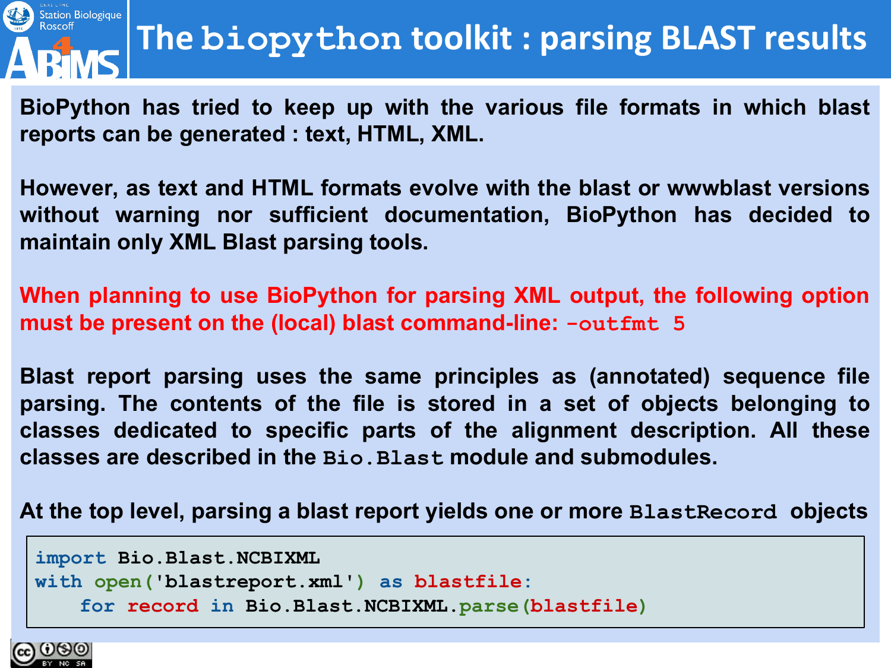# The biopython toolkit : parsing BLAST results

**BioPython has tried to keep up with the various file formats in which blast reports can be generated : text, HTML, XML.**

**However, as text and HTML formats evolve with the blast or wwwblast versions without warning nor sufficient documentation, BioPython has decided to maintain only XML Blast parsing tools.**

**When planning to use BioPython for parsing XML output, the following option must be present on the (local) blast command-line: `-outfmt 5`**

**Blast report parsing uses the same principles as (annotated) sequence file parsing. The contents of the file is stored in a set of objects belonging to classes dedicated to specific parts of the alignment description. All these classes are described in the `Bio.Blast` module and submodules.**

**At the top level, parsing a blast report yields one or more `BlastRecord` objects**

```
import Bio.Blast.NCBIXML
with open('blastreport.xml') as blastfile:
    for record in Bio.Blast.NCBIXML.parse(blastfile)
```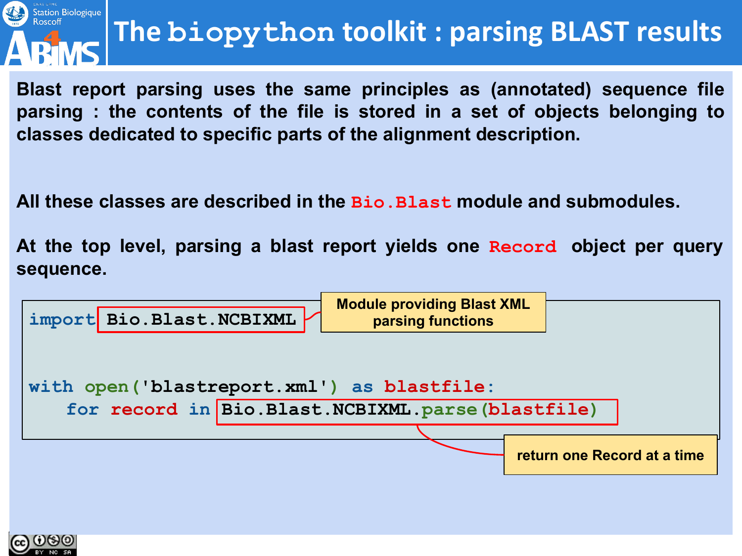# The biopython toolkit : parsing BLAST results

**Blast report parsing uses the same principles as (annotated) sequence file parsing : the contents of the file is stored in a set of objects belonging to classes dedicated to specific parts of the alignment description.**

**All these classes are described in the `Bio.Blast` module and submodules.**

**At the top level, parsing a blast report yields one `Record` object per query sequence.**

```
import Bio.Blast.NCBIXML


with open('blastreport.xml') as blastfile:
    for record in Bio.Blast.NCBIXML.parse(blastfile)
```

**Module providing Blast XML parsing functions** (`Bio.Blast.NCBIXML`)

**return one Record at a time** (`Bio.Blast.NCBIXML.parse(blastfile)`)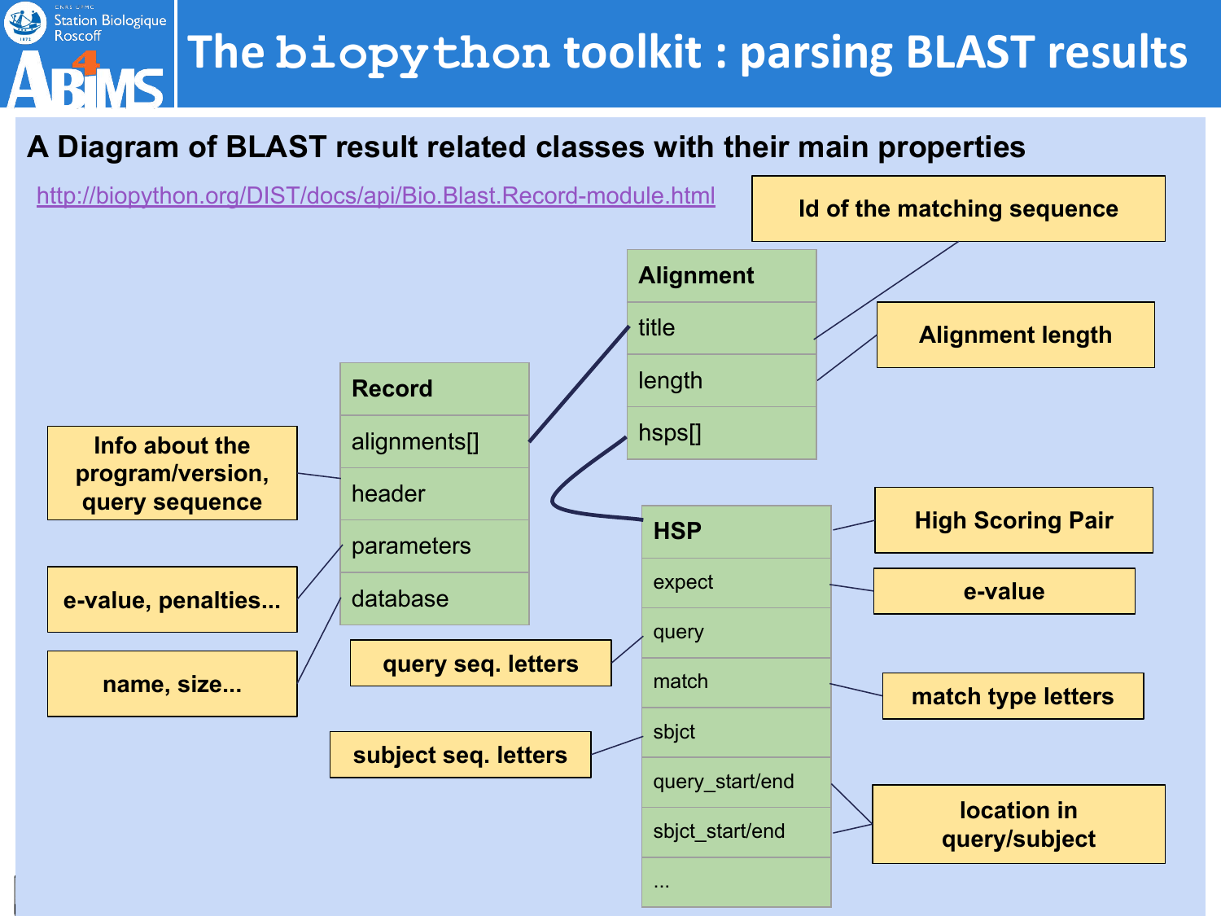# The biopython toolkit : parsing BLAST results

## A Diagram of BLAST result related classes with their main properties

http://biopython.org/DIST/docs/api/Bio.Blast.Record-module.html

**Record**
- alignments[]
- header — Info about the program/version, query sequence
- parameters — e-value, penalties...
- database — name, size...

**Alignment**
- title — Id of the matching sequence
- length — Alignment length
- hsps[]

**HSP** — High Scoring Pair
- expect — e-value
- query — query seq. letters
- match — match type letters
- sbjct — subject seq. letters
- query_start/end — location in query/subject
- sbjct_start/end — location in query/subject
- ...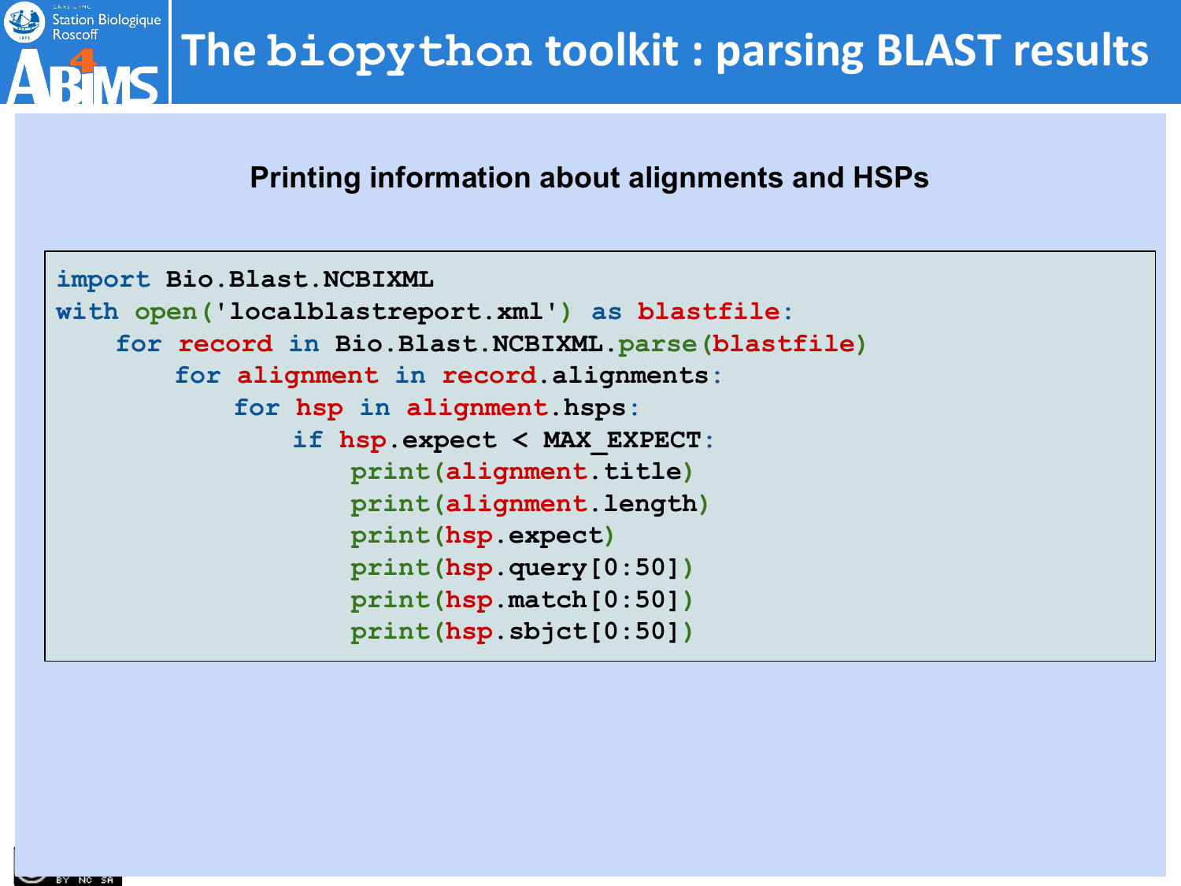# The biopython toolkit : parsing BLAST results

## Printing information about alignments and HSPs

```
import Bio.Blast.NCBIXML
with open('localblastreport.xml') as blastfile:
    for record in Bio.Blast.NCBIXML.parse(blastfile)
        for alignment in record.alignments:
            for hsp in alignment.hsps:
                if hsp.expect < MAX_EXPECT:
                    print(alignment.title)
                    print(alignment.length)
                    print(hsp.expect)
                    print(hsp.query[0:50])
                    print(hsp.match[0:50])
                    print(hsp.sbjct[0:50])
```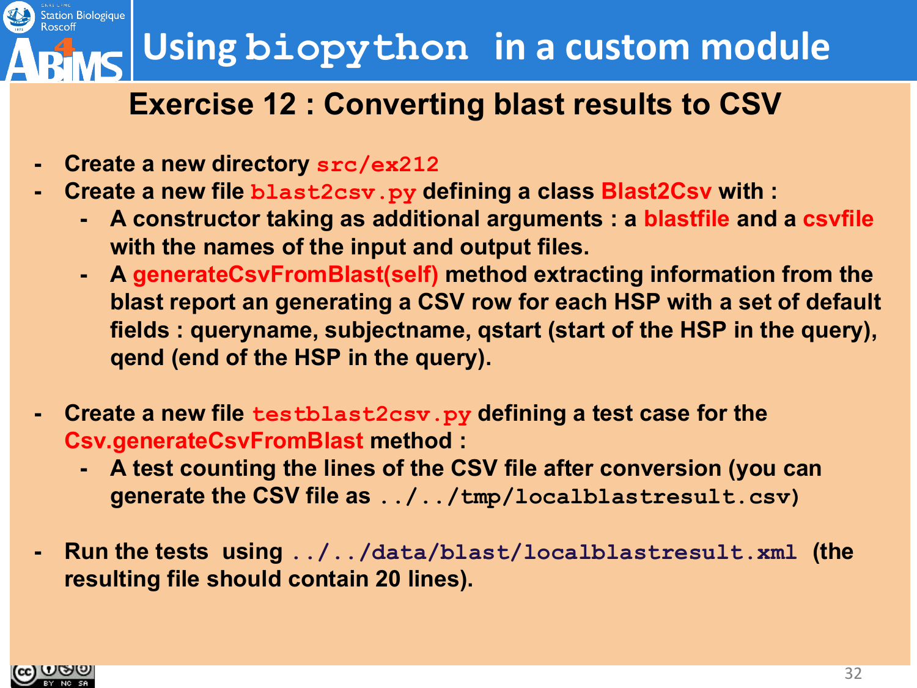# Using `biopython` in a custom module

## Exercise 12 : Converting blast results to CSV

- Create a new directory `src/ex212`
- Create a new file `blast2csv.py` defining a class Blast2Csv with :
  - A constructor taking as additional arguments : a blastfile and a csvfile with the names of the input and output files.
  - A generateCsvFromBlast(self) method extracting information from the blast report an generating a CSV row for each HSP with a set of default fields : queryname, subjectname, qstart (start of the HSP in the query), qend (end of the HSP in the query).

- Create a new file `testblast2csv.py` defining a test case for the Csv.generateCsvFromBlast method :
  - A test counting the lines of the CSV file after conversion (you can generate the CSV file as `../../tmp/localblastresult.csv`)

- Run the tests using `../../data/blast/localblastresult.xml` (the resulting file should contain 20 lines).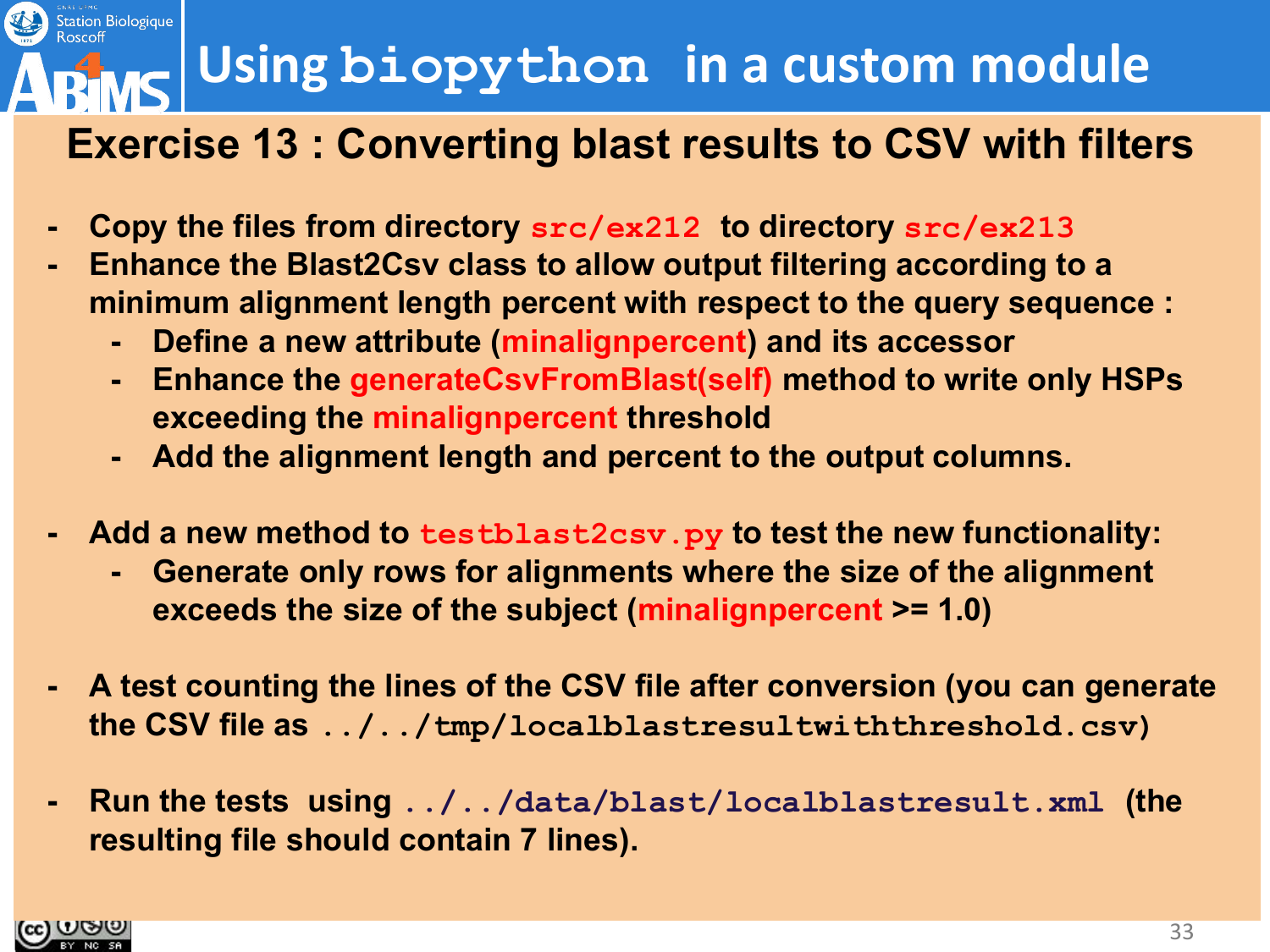# Using biopython in a custom module

## Exercise 13 : Converting blast results to CSV with filters

- Copy the files from directory `src/ex212` to directory `src/ex213`
- Enhance the Blast2Csv class to allow output filtering according to a minimum alignment length percent with respect to the query sequence :
  - Define a new attribute (minalignpercent) and its accessor
  - Enhance the generateCsvFromBlast(self) method to write only HSPs exceeding the minalignpercent threshold
  - Add the alignment length and percent to the output columns.

- Add a new method to `testblast2csv.py` to test the new functionality:
  - Generate only rows for alignments where the size of the alignment exceeds the size of the subject (minalignpercent >= 1.0)

- A test counting the lines of the CSV file after conversion (you can generate the CSV file as `../../tmp/localblastresultwiththreshold.csv`)

- Run the tests using `../../data/blast/localblastresult.xml` (the resulting file should contain 7 lines).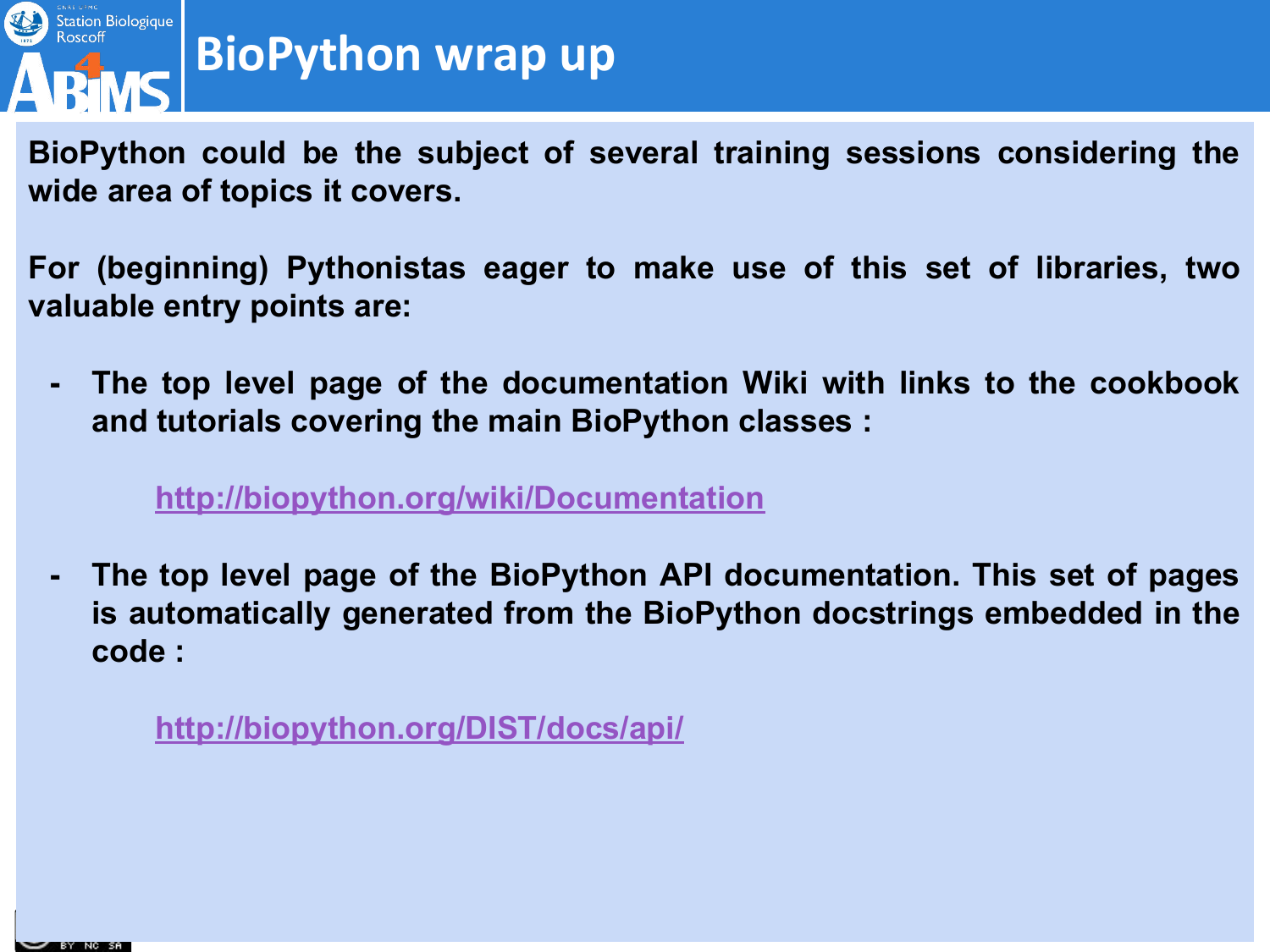# BioPython wrap up

**BioPython could be the subject of several training sessions considering the wide area of topics it covers.**

**For (beginning) Pythonistas eager to make use of this set of libraries, two valuable entry points are:**

- **The top level page of the documentation Wiki with links to the cookbook and tutorials covering the main BioPython classes :**

  **http://biopython.org/wiki/Documentation**

- **The top level page of the BioPython API documentation. This set of pages is automatically generated from the BioPython docstrings embedded in the code :**

  **http://biopython.org/DIST/docs/api/**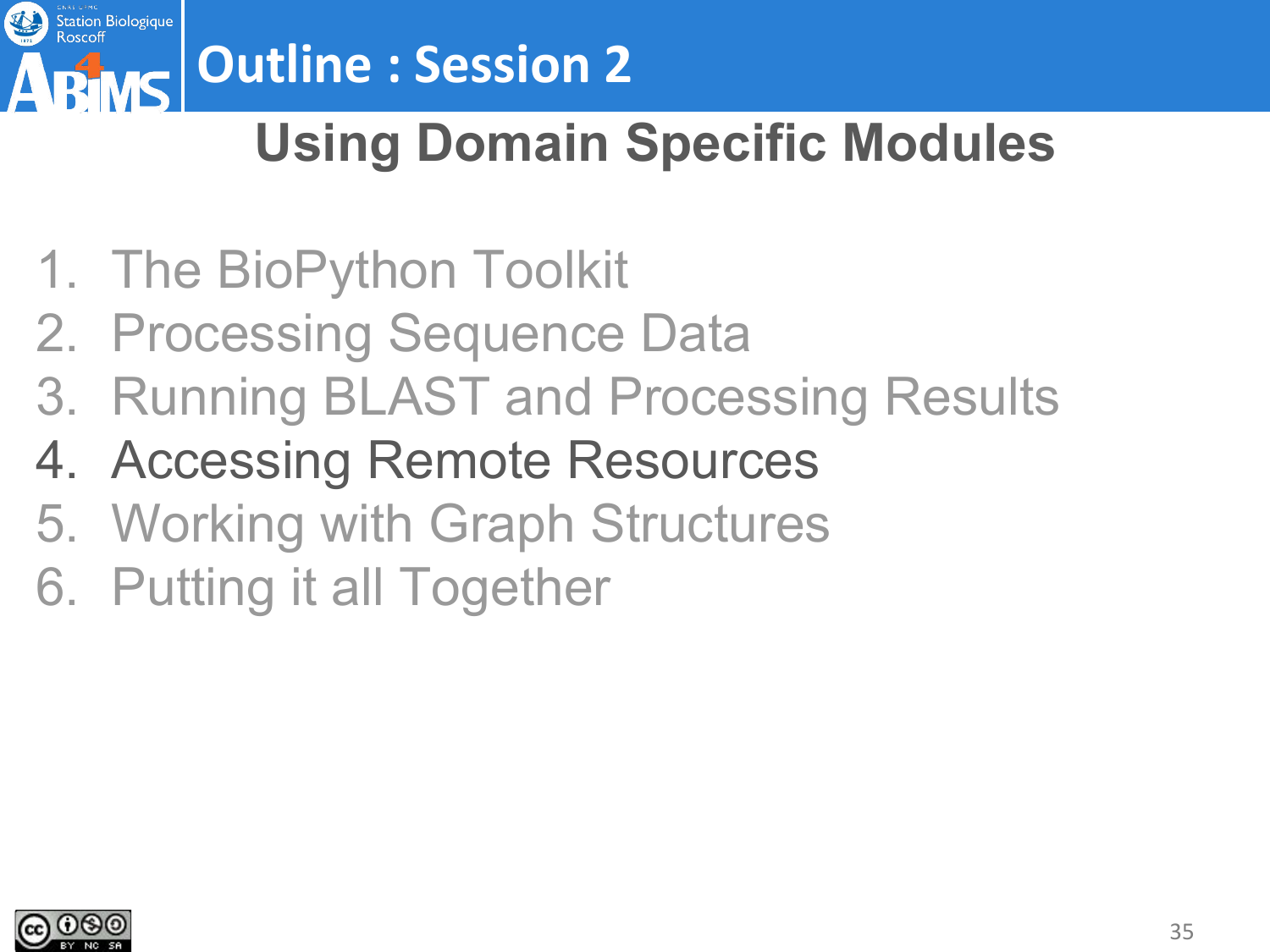# Outline : Session 2

## Using Domain Specific Modules

1. The BioPython Toolkit
2. Processing Sequence Data
3. Running BLAST and Processing Results
4. Accessing Remote Resources
5. Working with Graph Structures
6. Putting it all Together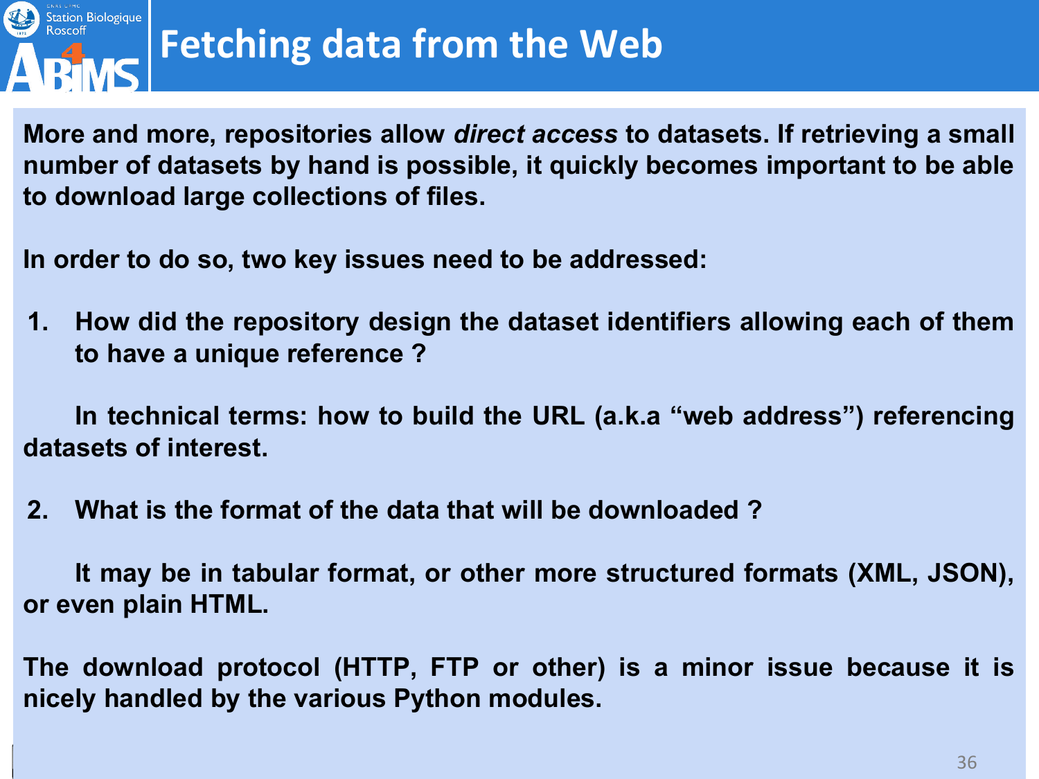# Fetching data from the Web

**More and more, repositories allow *direct access* to datasets. If retrieving a small number of datasets by hand is possible, it quickly becomes important to be able to download large collections of files.**

**In order to do so, two key issues need to be addressed:**

1. **How did the repository design the dataset identifiers allowing each of them to have a unique reference ?**

   **In technical terms: how to build the URL (a.k.a "web address") referencing datasets of interest.**

2. **What is the format of the data that will be downloaded ?**

   **It may be in tabular format, or other more structured formats (XML, JSON), or even plain HTML.**

**The download protocol (HTTP, FTP or other) is a minor issue because it is nicely handled by the various Python modules.**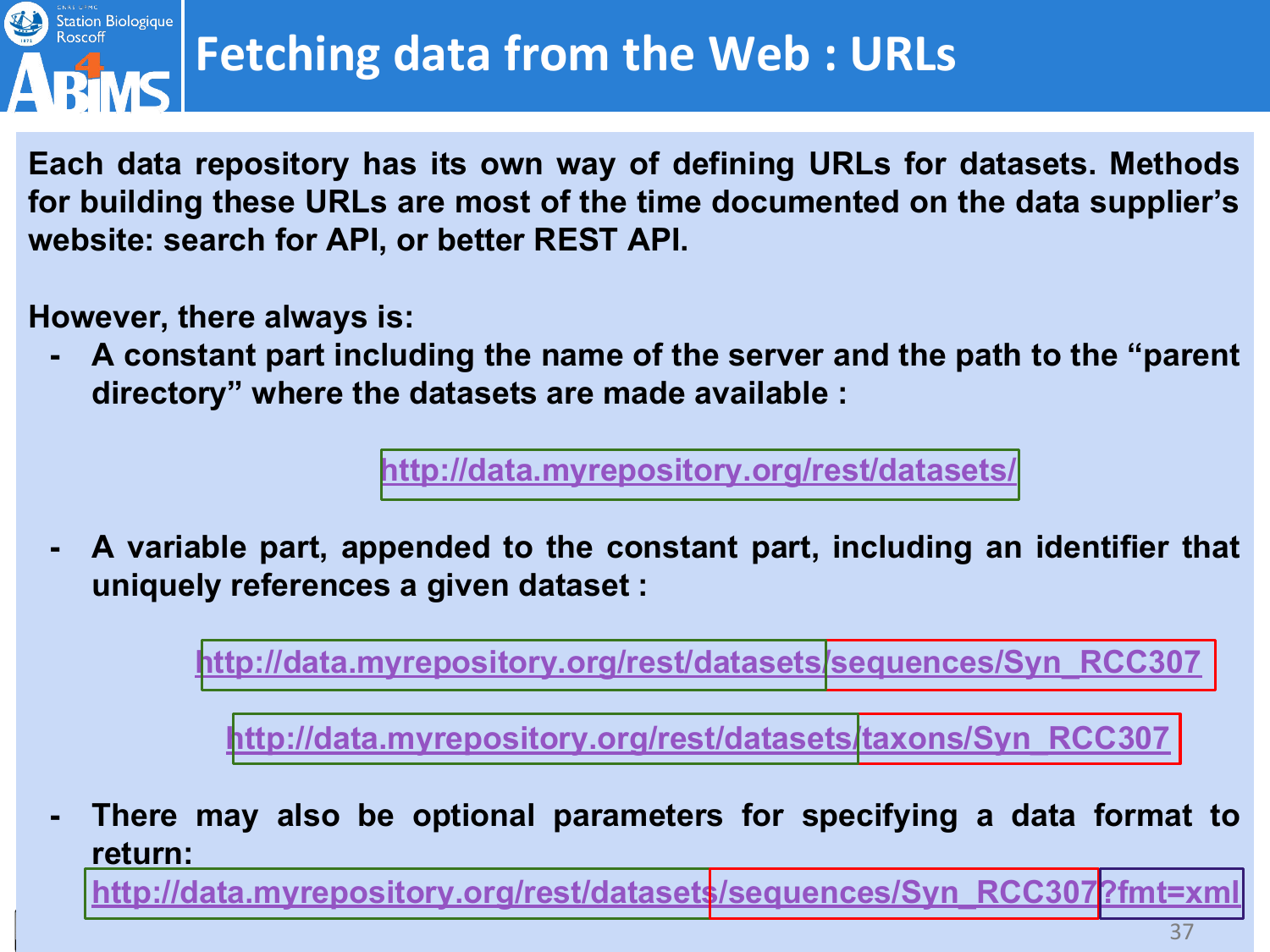# Fetching data from the Web : URLs

**Each data repository has its own way of defining URLs for datasets. Methods for building these URLs are most of the time documented on the data supplier's website: search for API, or better REST API.**

**However, there always is:**

- **A constant part including the name of the server and the path to the "parent directory" where the datasets are made available :**

  http://data.myrepository.org/rest/datasets/

- **A variable part, appended to the constant part, including an identifier that uniquely references a given dataset :**

  http://data.myrepository.org/rest/datasets/sequences/Syn_RCC307

  http://data.myrepository.org/rest/datasets/taxons/Syn_RCC307

- **There may also be optional parameters for specifying a data format to return:**

  http://data.myrepository.org/rest/datasets/sequences/Syn_RCC307?fmt=xml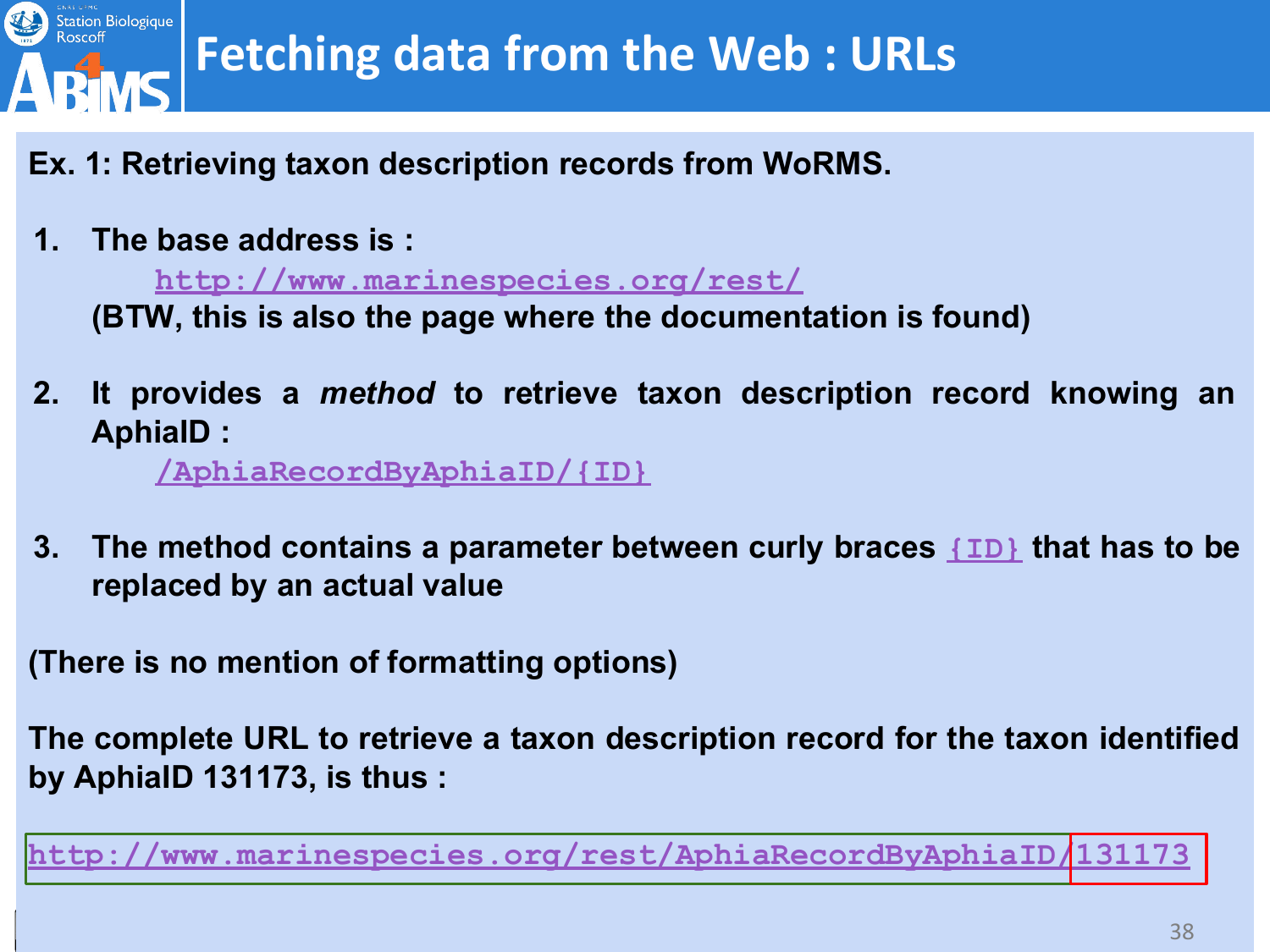# Fetching data from the Web : URLs

**Ex. 1: Retrieving taxon description records from WoRMS.**

1. **The base address is :**

   http://www.marinespecies.org/rest/

   **(BTW, this is also the page where the documentation is found)**

2. **It provides a *method* to retrieve taxon description record knowing an AphiaID :**

   /AphiaRecordByAphiaID/{ID}

3. **The method contains a parameter between curly braces {ID} that has to be replaced by an actual value**

**(There is no mention of formatting options)**

**The complete URL to retrieve a taxon description record for the taxon identified by AphiaID 131173, is thus :**

http://www.marinespecies.org/rest/AphiaRecordByAphiaID/131173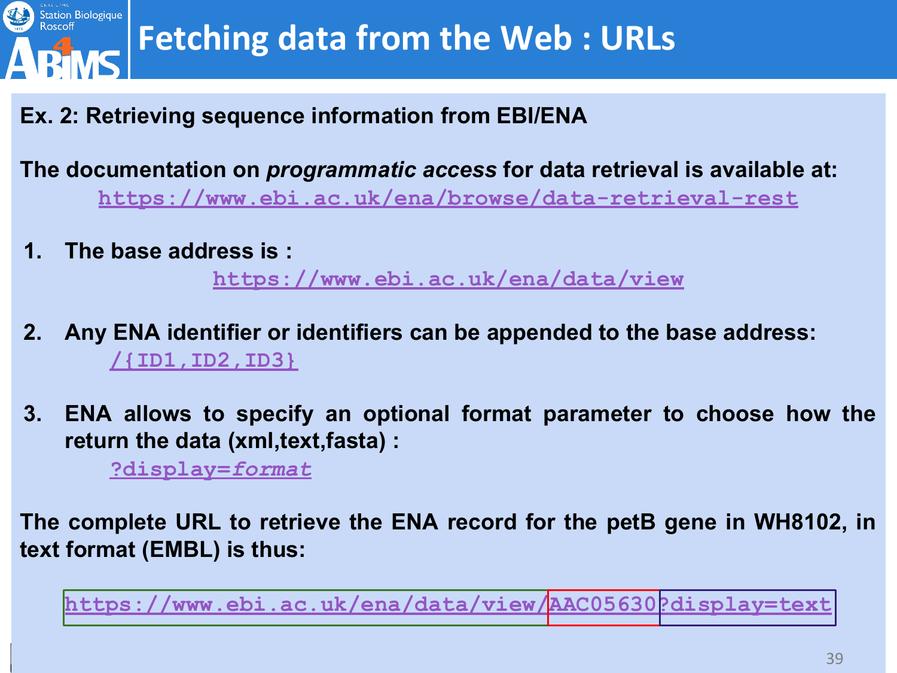# Fetching data from the Web : URLs

**Ex. 2: Retrieving sequence information from EBI/ENA**

**The documentation on *programmatic access* for data retrieval is available at:**

[https://www.ebi.ac.uk/ena/browse/data-retrieval-rest](https://www.ebi.ac.uk/ena/browse/data-retrieval-rest)

1. **The base address is :**

   [https://www.ebi.ac.uk/ena/data/view](https://www.ebi.ac.uk/ena/data/view)

2. **Any ENA identifier or identifiers can be appended to the base address:**

   `/{ID1,ID2,ID3}`

3. **ENA allows to specify an optional format parameter to choose how the return the data (xml,text,fasta) :**

   `?display=`*`format`*

**The complete URL to retrieve the ENA record for the petB gene in WH8102, in text format (EMBL) is thus:**

[https://www.ebi.ac.uk/ena/data/view/AAC05630?display=text](https://www.ebi.ac.uk/ena/data/view/AAC05630?display=text)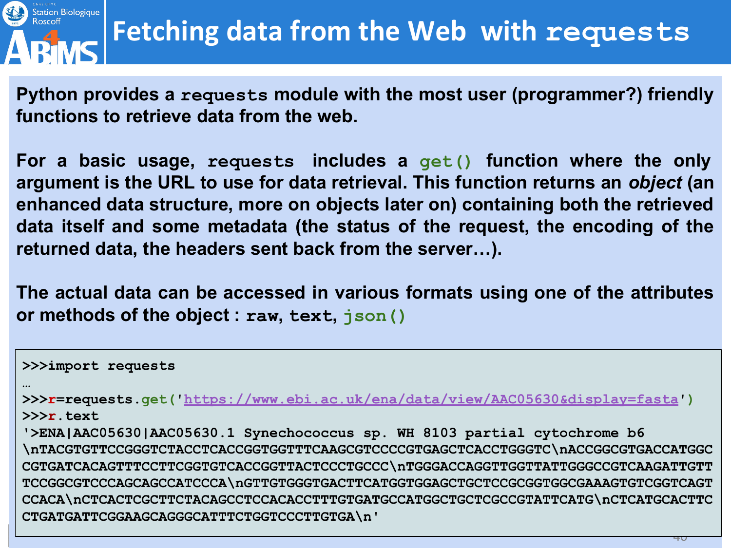# Fetching data from the Web with `requests`

**Python provides a `requests` module with the most user (programmer?) friendly functions to retrieve data from the web.**

**For a basic usage, `requests` includes a `get()` function where the only argument is the URL to use for data retrieval. This function returns an *object* (an enhanced data structure, more on objects later on) containing both the retrieved data itself and some metadata (the status of the request, the encoding of the returned data, the headers sent back from the server…).**

**The actual data can be accessed in various formats using one of the attributes or methods of the object : `raw`, `text`, `json()`**

```
>>>import requests
…
>>>r=requests.get('https://www.ebi.ac.uk/ena/data/view/AAC05630&display=fasta')
>>>r.text
'>ENA|AAC05630|AAC05630.1 Synechococcus sp. WH 8103 partial cytochrome b6
\nTACGTGTTCCGGGTCTACCTCACCGGTGGTTTCAAGCGTCCCCGTGAGCTCACCTGGGTC\nACCGGCGTGACCATGGC
CGTGATCACAGTTTCCTTCGGTGTCACCGGTTACTCCCTGCCC\nTGGGACCAGGTTGGTTATTGGGCCGTCAAGATTGTT
TCCGGCGTCCCAGCAGCCATCCCA\nGTTGTGGGTGACTTCATGGTGGAGCTGCTCCGCGGTGGCGAAAGTGTCGGTCAGT
CCACA\nCTCACTCGCTTCTACAGCCTCCACACCTTTGTGATGCCATGGCTGCTCGCCGTATTCATG\nCTCATGCACTTC
CTGATGATTCGGAAGCAGGGCATTTCTGGTCCCTTGTGA\n'
```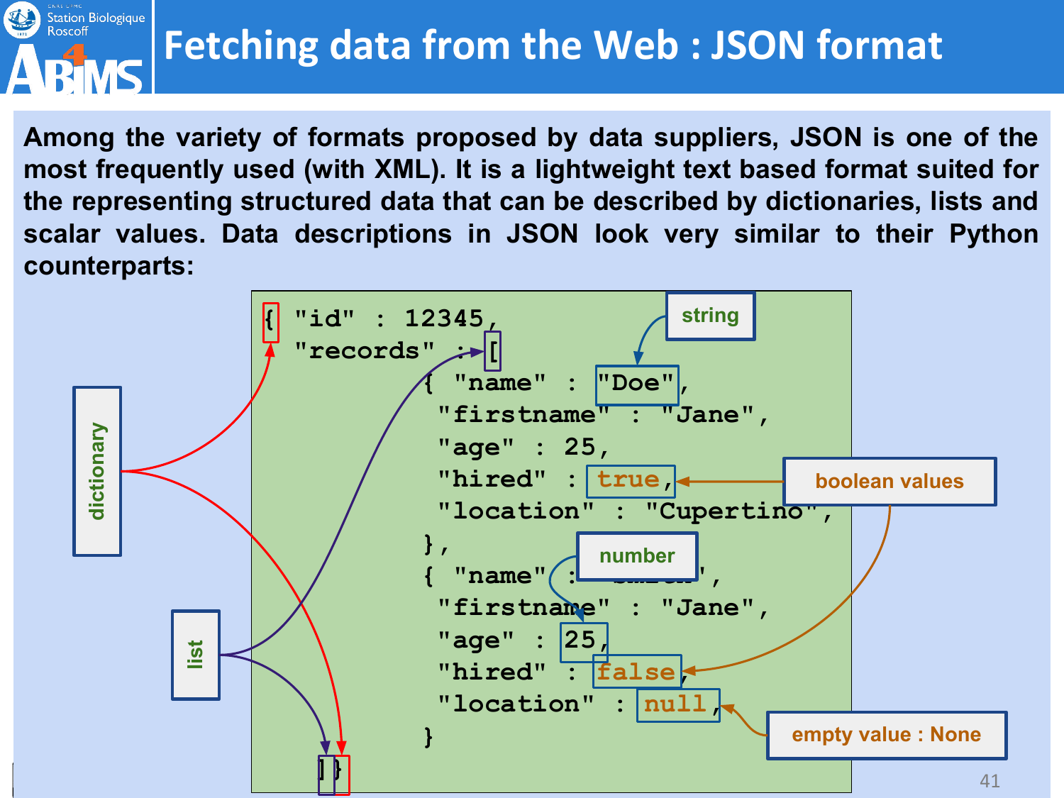# Fetching data from the Web : JSON format

**Among the variety of formats proposed by data suppliers, JSON is one of the most frequently used (with XML). It is a lightweight text based format suited for the representing structured data that can be described by dictionaries, lists and scalar values. Data descriptions in JSON look very similar to their Python counterparts:**

```
{ "id" : 12345,
  "records" : [
         { "name" : "Doe",
          "firstname" : "Jane",
          "age" : 25,
          "hired" : true,
          "location" : "Cupertino",
         },
         { "name" : "Smith",
          "firstname" : "Jane",
          "age" : 25,
          "hired" : false,
          "location" : null,
         }
]}
```

Annotations: dictionary ({ }), list ([ ]), string ("Doe"), number (25), boolean values (true, false), empty value : None (null)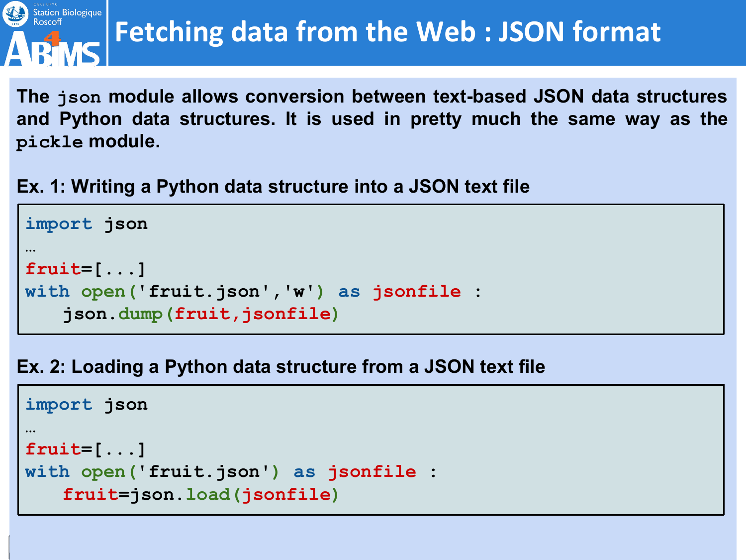# Fetching data from the Web : JSON format

**The `json` module allows conversion between text-based JSON data structures and Python data structures. It is used in pretty much the same way as the `pickle` module.**

**Ex. 1: Writing a Python data structure into a JSON text file**

```
import json
…
fruit=[...]
with open('fruit.json','w') as jsonfile :
    json.dump(fruit,jsonfile)
```

**Ex. 2: Loading a Python data structure from a JSON text file**

```
import json
…
fruit=[...]
with open('fruit.json') as jsonfile :
    fruit=json.load(jsonfile)
```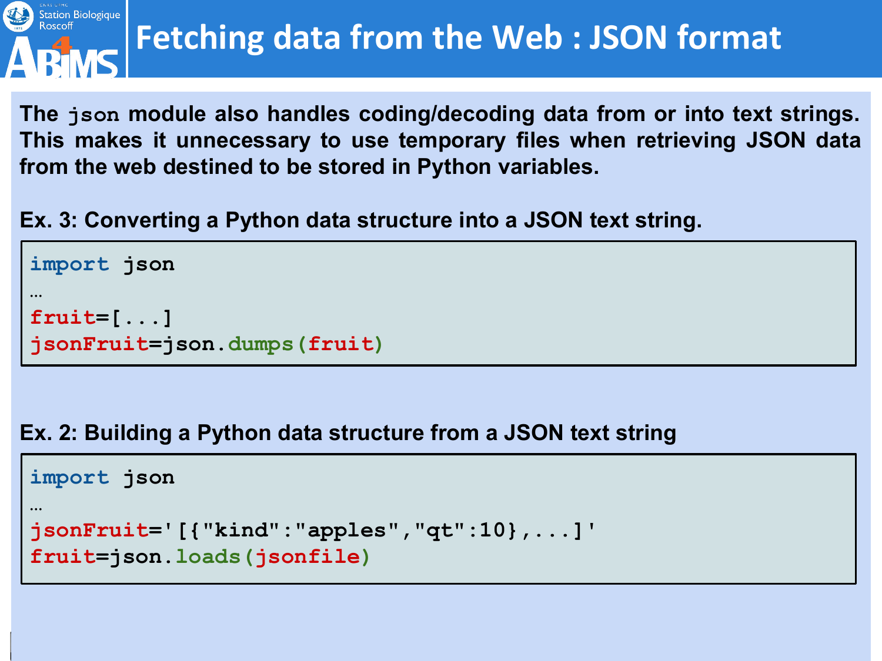# Fetching data from the Web : JSON format

**The `json` module also handles coding/decoding data from or into text strings. This makes it unnecessary to use temporary files when retrieving JSON data from the web destined to be stored in Python variables.**

**Ex. 3: Converting a Python data structure into a JSON text string.**

```
import json
…
fruit=[...]
jsonFruit=json.dumps(fruit)
```

**Ex. 2: Building a Python data structure from a JSON text string**

```
import json
…
jsonFruit='[{"kind":"apples","qt":10},...]'
fruit=json.loads(jsonfile)
```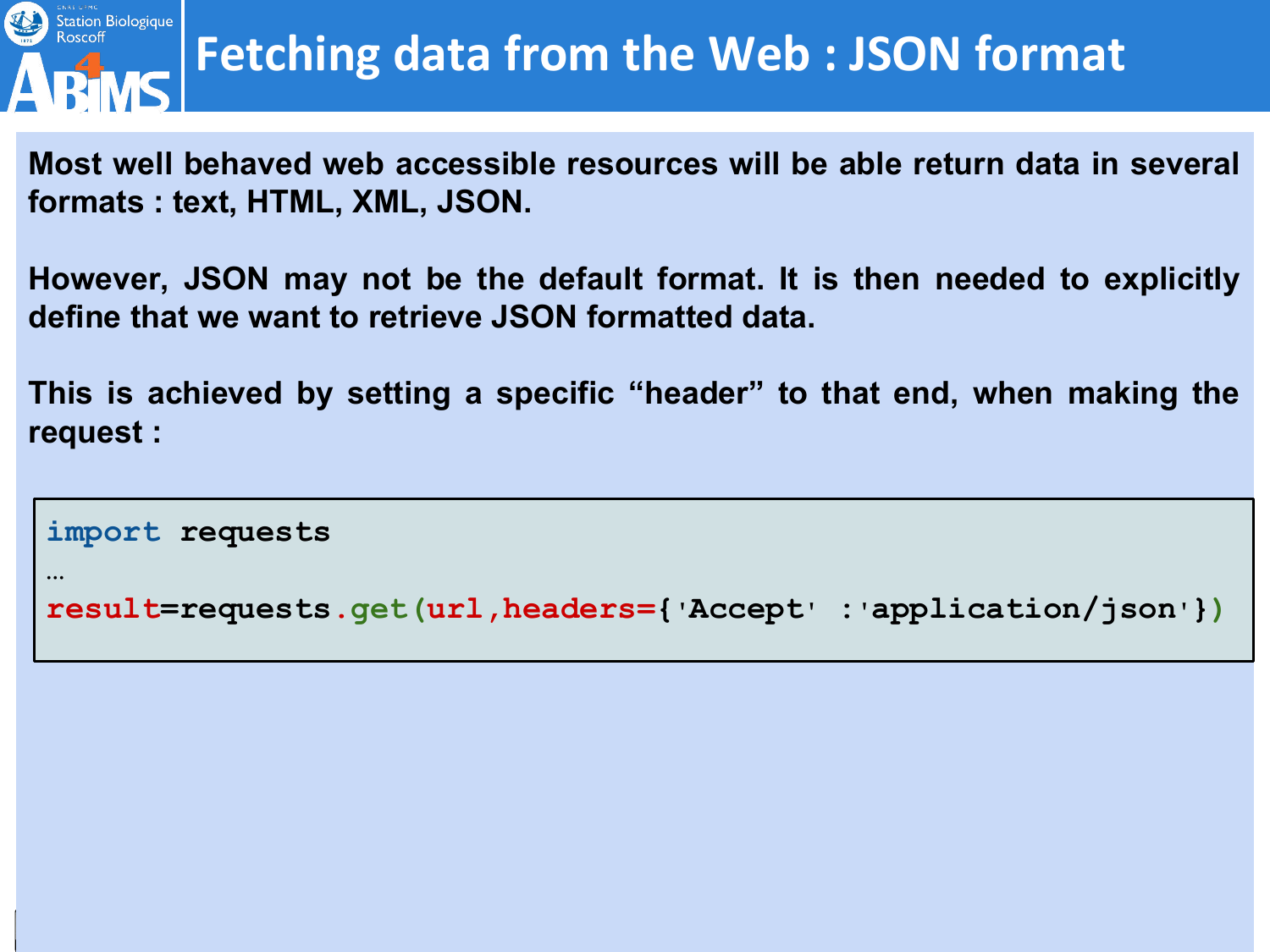# Fetching data from the Web : JSON format

**Most well behaved web accessible resources will be able return data in several formats : text, HTML, XML, JSON.**

**However, JSON may not be the default format. It is then needed to explicitly define that we want to retrieve JSON formatted data.**

**This is achieved by setting a specific “header” to that end, when making the request :**

```
import requests
…
result=requests.get(url,headers={'Accept' :'application/json'})
```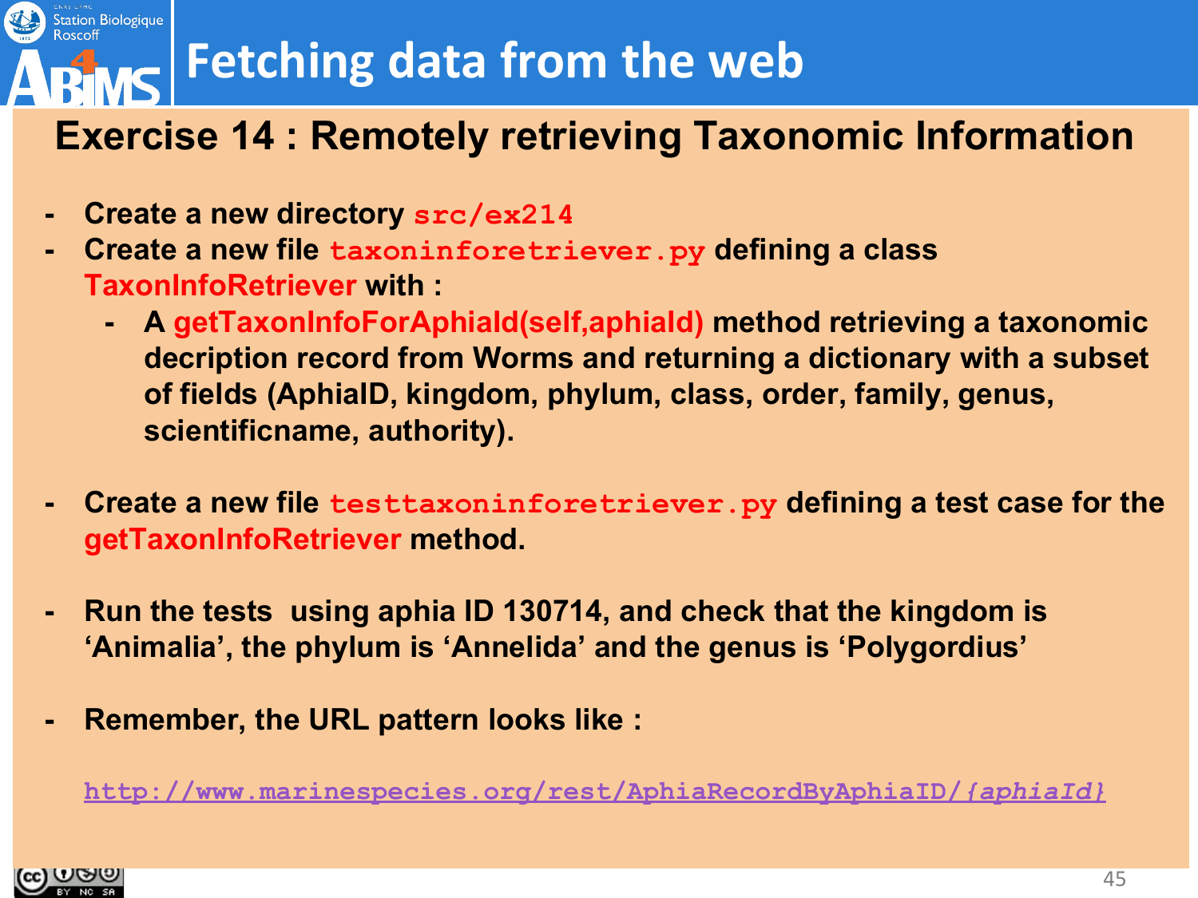# Fetching data from the web

## Exercise 14 : Remotely retrieving Taxonomic Information

- **Create a new directory `src/ex214`**
- **Create a new file `taxoninforetriever.py` defining a class TaxonInfoRetriever with :**
  - **A getTaxonInfoForAphiaId(self,aphiaId) method retrieving a taxonomic decription record from Worms and returning a dictionary with a subset of fields (AphiaID, kingdom, phylum, class, order, family, genus, scientificname, authority).**
- **Create a new file `testtaxoninforetriever.py` defining a test case for the getTaxonInfoRetriever method.**
- **Run the tests using aphia ID 130714, and check that the kingdom is 'Animalia', the phylum is 'Annelida' and the genus is 'Polygordius'**
- **Remember, the URL pattern looks like :**

  http://www.marinespecies.org/rest/AphiaRecordByAphiaID/*{aphiaId}*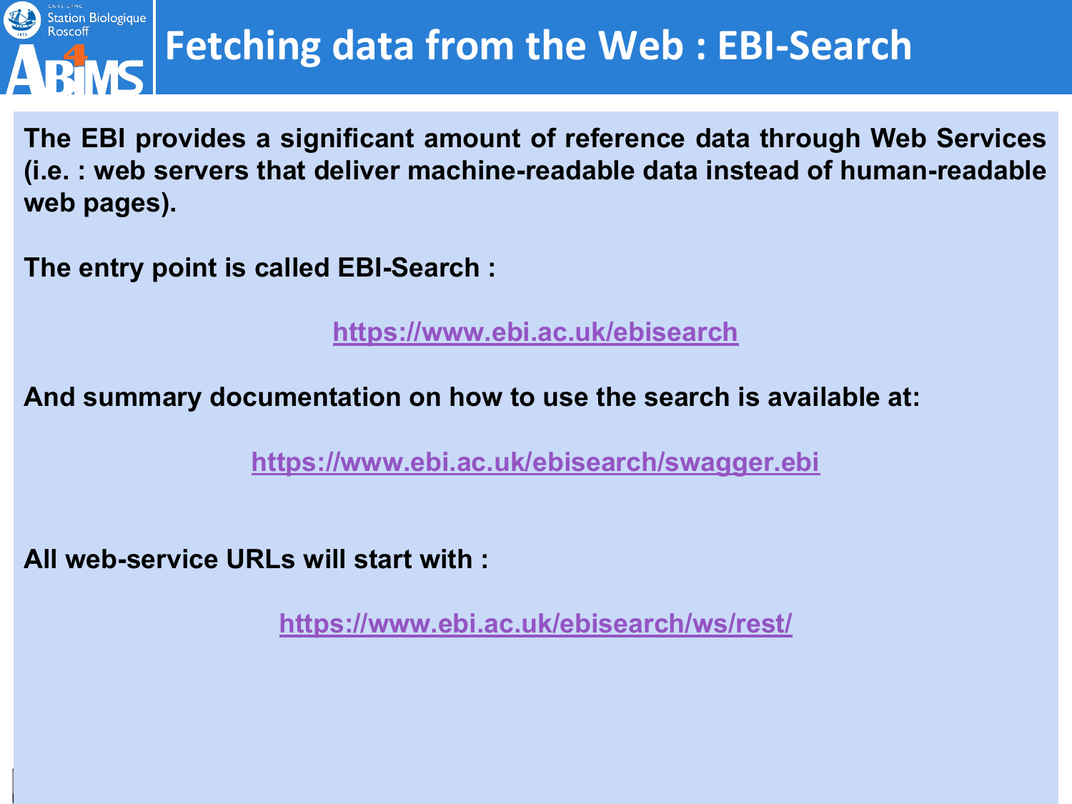# Fetching data from the Web : EBI-Search

**The EBI provides a significant amount of reference data through Web Services (i.e. : web servers that deliver machine-readable data instead of human-readable web pages).**

**The entry point is called EBI-Search :**

**https://www.ebi.ac.uk/ebisearch**

**And summary documentation on how to use the search is available at:**

**https://www.ebi.ac.uk/ebisearch/swagger.ebi**

**All web-service URLs will start with :**

**https://www.ebi.ac.uk/ebisearch/ws/rest/**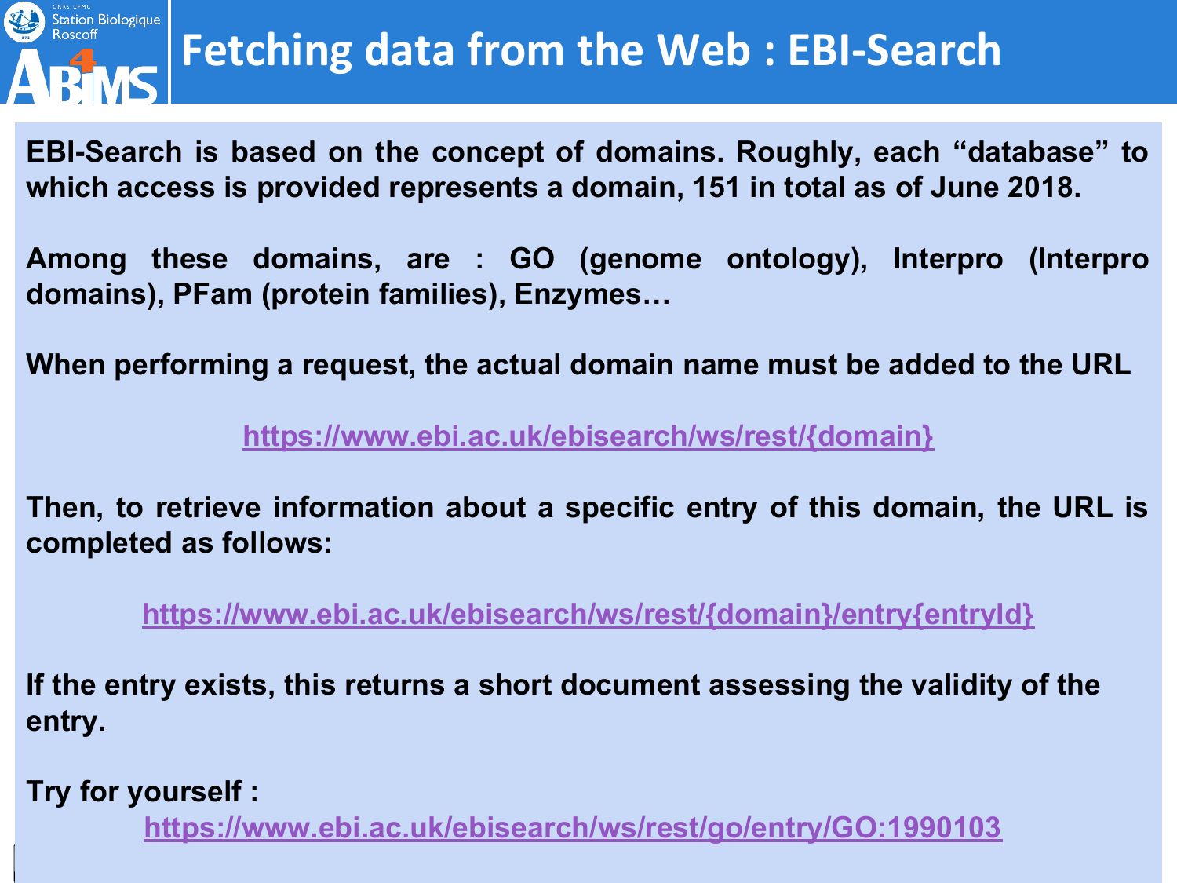# Fetching data from the Web : EBI-Search

**EBI-Search is based on the concept of domains. Roughly, each “database” to which access is provided represents a domain, 151 in total as of June 2018.**

**Among these domains, are : GO (genome ontology), Interpro (Interpro domains), PFam (protein families), Enzymes…**

**When performing a request, the actual domain name must be added to the URL**

https://www.ebi.ac.uk/ebisearch/ws/rest/{domain}

**Then, to retrieve information about a specific entry of this domain, the URL is completed as follows:**

https://www.ebi.ac.uk/ebisearch/ws/rest/{domain}/entry{entryId}

**If the entry exists, this returns a short document assessing the validity of the entry.**

**Try for yourself :**

https://www.ebi.ac.uk/ebisearch/ws/rest/go/entry/GO:1990103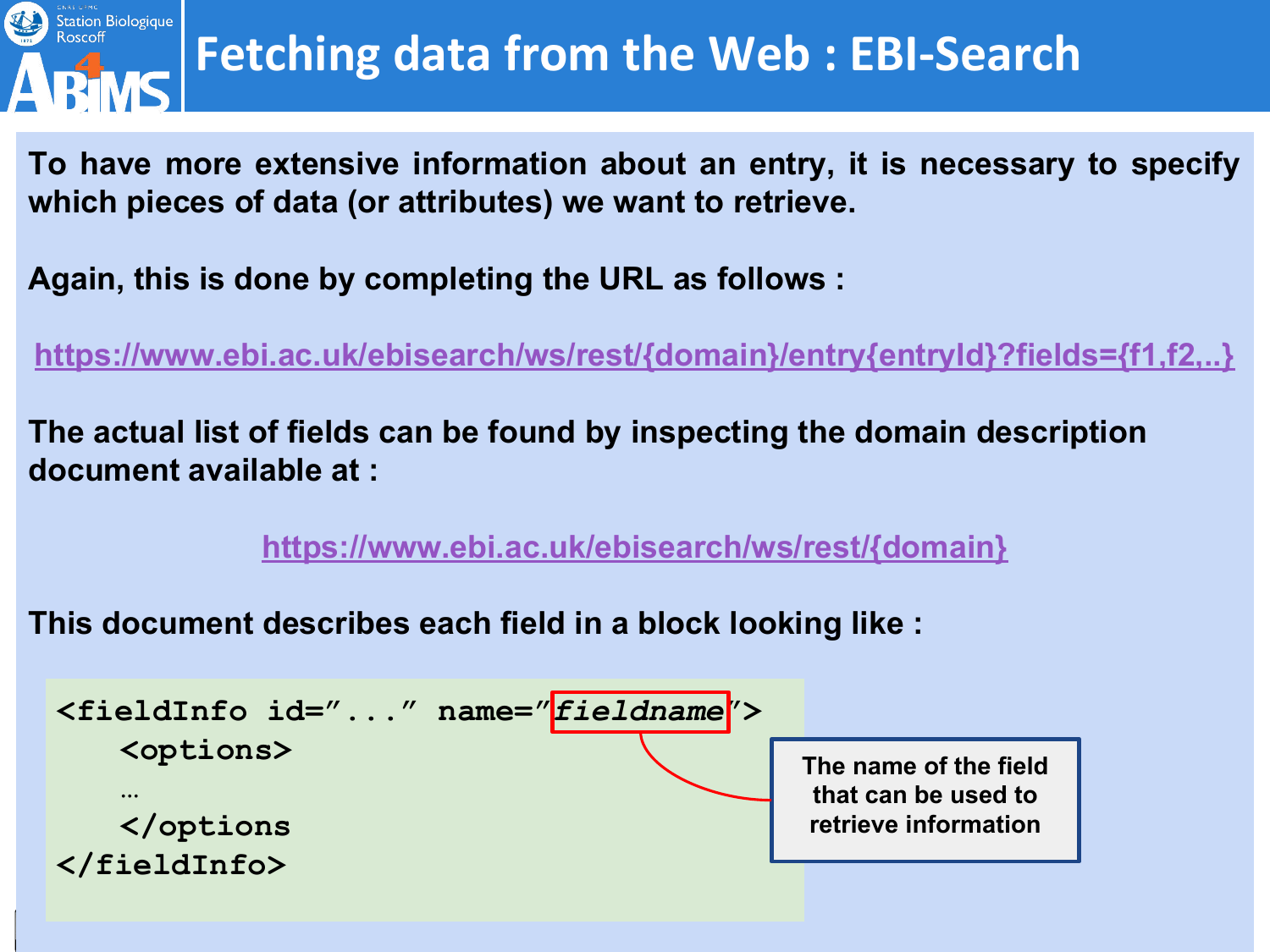# Fetching data from the Web : EBI-Search

**To have more extensive information about an entry, it is necessary to specify which pieces of data (or attributes) we want to retrieve.**

**Again, this is done by completing the URL as follows :**

**https://www.ebi.ac.uk/ebisearch/ws/rest/{domain}/entry{entryId}?fields={f1,f2,..}**

**The actual list of fields can be found by inspecting the domain description document available at :**

**https://www.ebi.ac.uk/ebisearch/ws/rest/{domain}**

**This document describes each field in a block looking like :**

```
<fieldInfo id="..." name="fieldname">
    <options>
    …
    </options
</fieldInfo>
```

**The name of the field that can be used to retrieve information**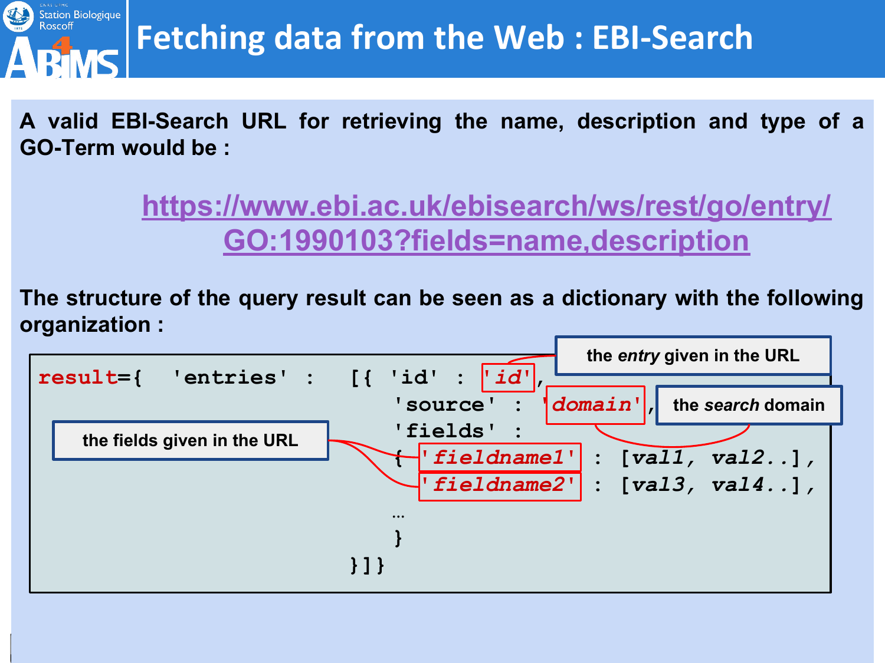# Fetching data from the Web : EBI-Search

**A valid EBI-Search URL for retrieving the name, description and type of a GO-Term would be :**

[https://www.ebi.ac.uk/ebisearch/ws/rest/go/entry/GO:1990103?fields=name,description](https://www.ebi.ac.uk/ebisearch/ws/rest/go/entry/GO:1990103?fields=name,description)

**The structure of the query result can be seen as a dictionary with the following organization :**

```
result={  'entries' :  [{ 'id' : 'id',
                          'source' : 'domain',
                          'fields' :
                          { 'fieldname1' : [val1, val2..],
                            'fieldname2' : [val3, val4..],
                          …
                          }
                       }]}
```

- 'id' : the *entry* given in the URL
- 'domain' : the *search* domain
- 'fieldname1', 'fieldname2' : the fields given in the URL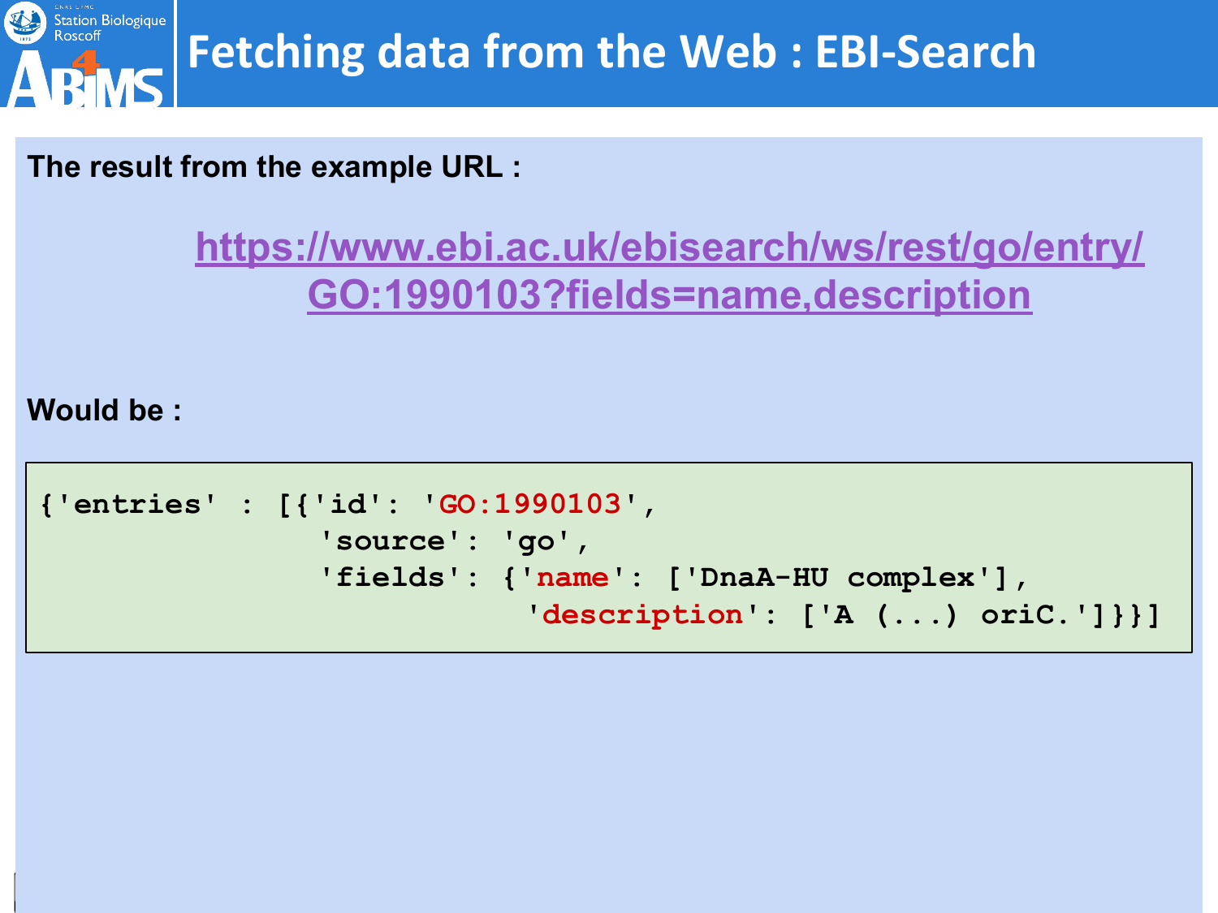# Fetching data from the Web : EBI-Search

**The result from the example URL :**

[https://www.ebi.ac.uk/ebisearch/ws/rest/go/entry/GO:1990103?fields=name,description](https://www.ebi.ac.uk/ebisearch/ws/rest/go/entry/GO:1990103?fields=name,description)

**Would be :**

```
{'entries' : [{'id': 'GO:1990103',
               'source': 'go',
               'fields': {'name': ['DnaA-HU complex'],
                          'description': ['A (...) oriC.']}}]
```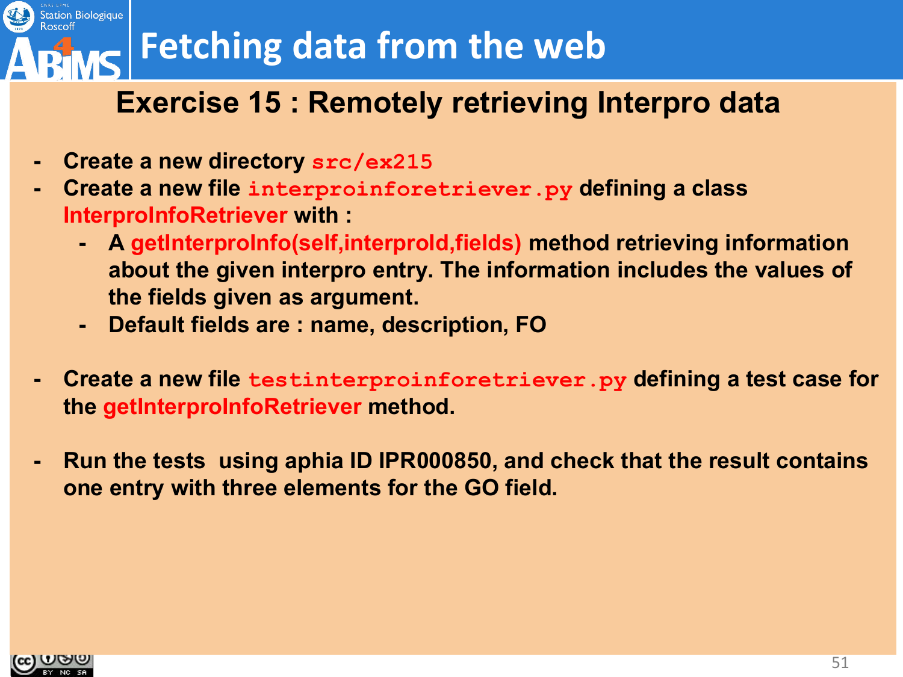# Fetching data from the web

## Exercise 15 : Remotely retrieving Interpro data

- Create a new directory `src/ex215`
- Create a new file `interproinforetriever.py` defining a class **InterproInfoRetriever** with :
  - A **getInterproInfo(self,interproId,fields)** method retrieving information about the given interpro entry. The information includes the values of the fields given as argument.
  - Default fields are : name, description, FO

- Create a new file `testinterproinforetriever.py` defining a test case for the **getInterproInfoRetriever** method.

- Run the tests using aphia ID IPR000850, and check that the result contains one entry with three elements for the GO field.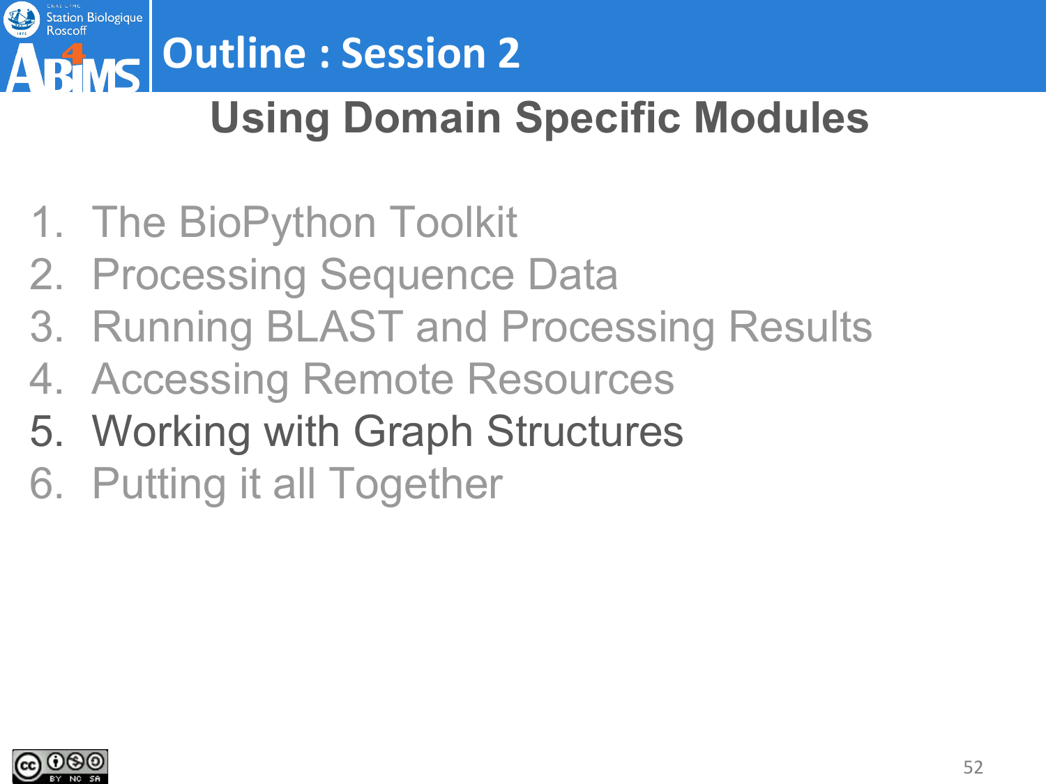# Outline : Session 2

## Using Domain Specific Modules

1. The BioPython Toolkit
2. Processing Sequence Data
3. Running BLAST and Processing Results
4. Accessing Remote Resources
5. Working with Graph Structures
6. Putting it all Together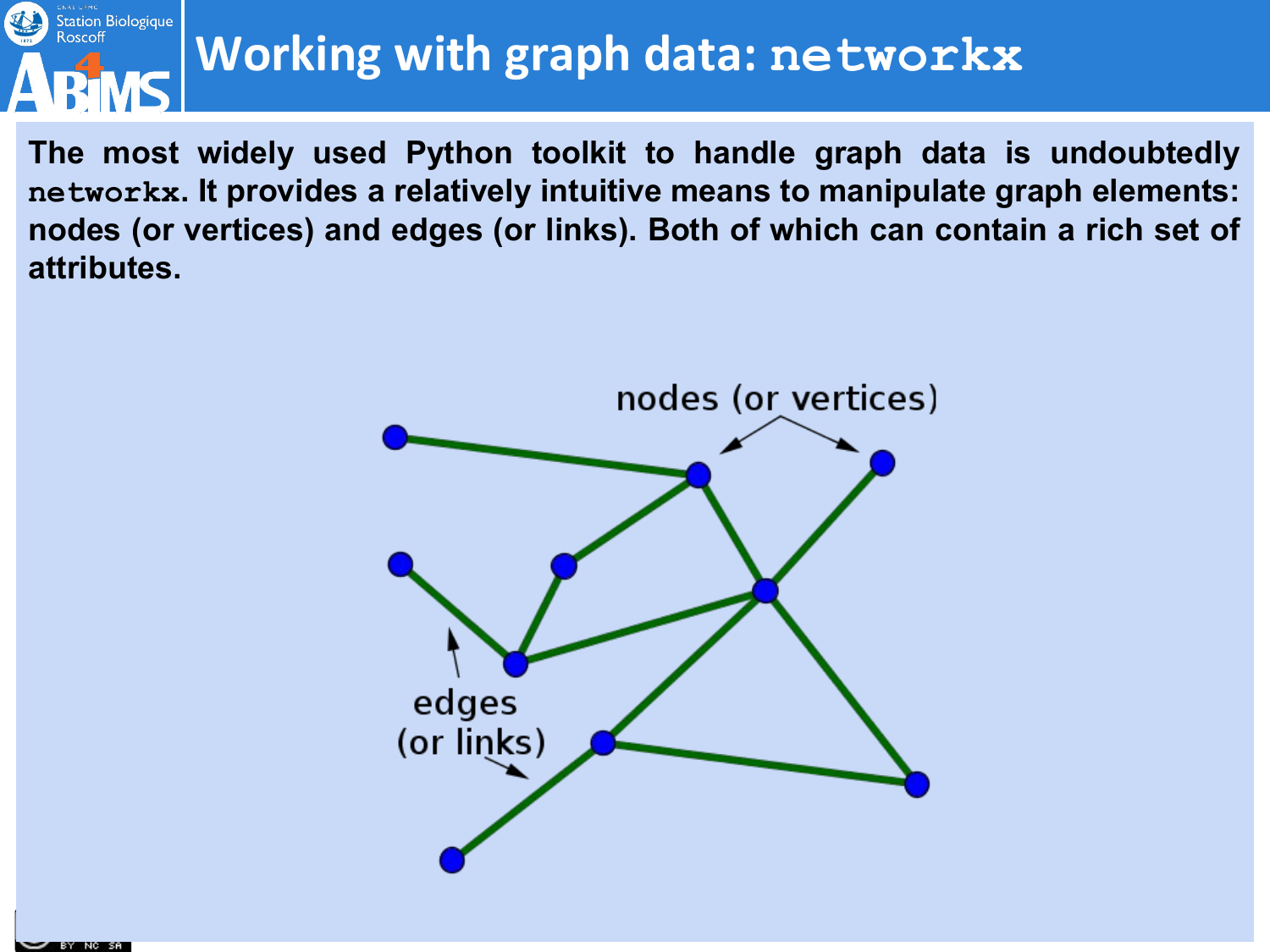# Working with graph data: `networkx`

**The most widely used Python toolkit to handle graph data is undoubtedly `networkx`. It provides a relatively intuitive means to manipulate graph elements: nodes (or vertices) and edges (or links). Both of which can contain a rich set of attributes.**

nodes (or vertices)

edges (or links)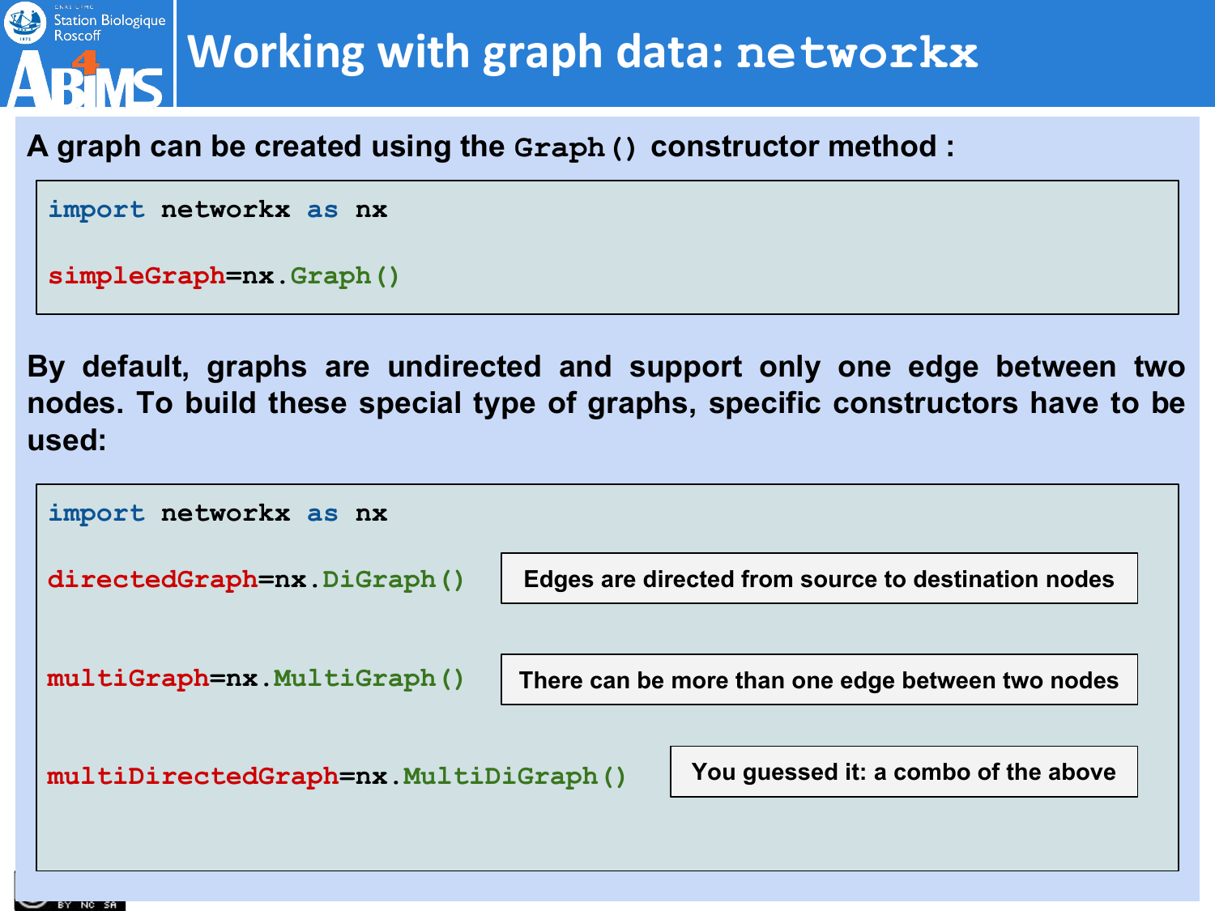# Working with graph data: `networkx`

**A graph can be created using the `Graph()` constructor method :**

```
import networkx as nx

simpleGraph=nx.Graph()
```

**By default, graphs are undirected and support only one edge between two nodes. To build these special type of graphs, specific constructors have to be used:**

```
import networkx as nx

directedGraph=nx.DiGraph()

multiGraph=nx.MultiGraph()

multiDirectedGraph=nx.MultiDiGraph()
```

- `directedGraph=nx.DiGraph()` — **Edges are directed from source to destination nodes**
- `multiGraph=nx.MultiGraph()` — **There can be more than one edge between two nodes**
- `multiDirectedGraph=nx.MultiDiGraph()` — **You guessed it: a combo of the above**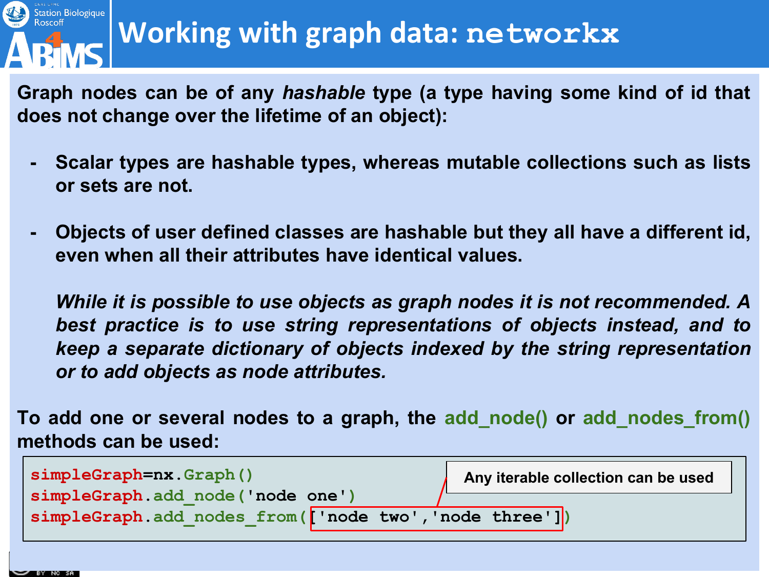# Working with graph data: networkx

**Graph nodes can be of any *hashable* type (a type having some kind of id that does not change over the lifetime of an object):**

- **Scalar types are hashable types, whereas mutable collections such as lists or sets are not.**

- **Objects of user defined classes are hashable but they all have a different id, even when all their attributes have identical values.**

  ***While it is possible to use objects as graph nodes it is not recommended. A best practice is to use string representations of objects instead, and to keep a separate dictionary of objects indexed by the string representation or to add objects as node attributes.***

**To add one or several nodes to a graph, the add_node() or add_nodes_from() methods can be used:**

```
simpleGraph=nx.Graph()
simpleGraph.add_node('node one')
simpleGraph.add_nodes_from(['node two','node three'])
```

**Any iterable collection can be used**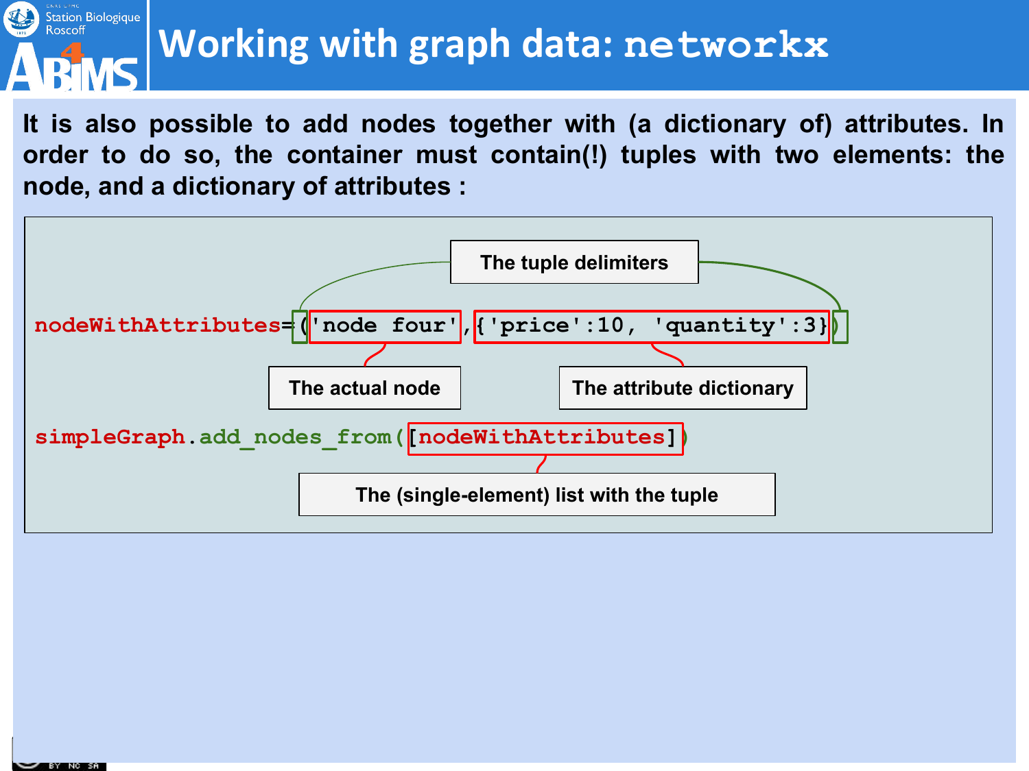# Working with graph data: networkx

It is also possible to add nodes together with (a dictionary of) attributes. In order to do so, the container must contain(!) tuples with two elements: the node, and a dictionary of attributes :

```
nodeWithAttributes=('node four',{'price':10, 'quantity':3})

simpleGraph.add_nodes_from([nodeWithAttributes])
```

- The tuple delimiters: `(` and `)`
- The actual node: `'node four'`
- The attribute dictionary: `{'price':10, 'quantity':3}`
- The (single-element) list with the tuple: `[nodeWithAttributes]`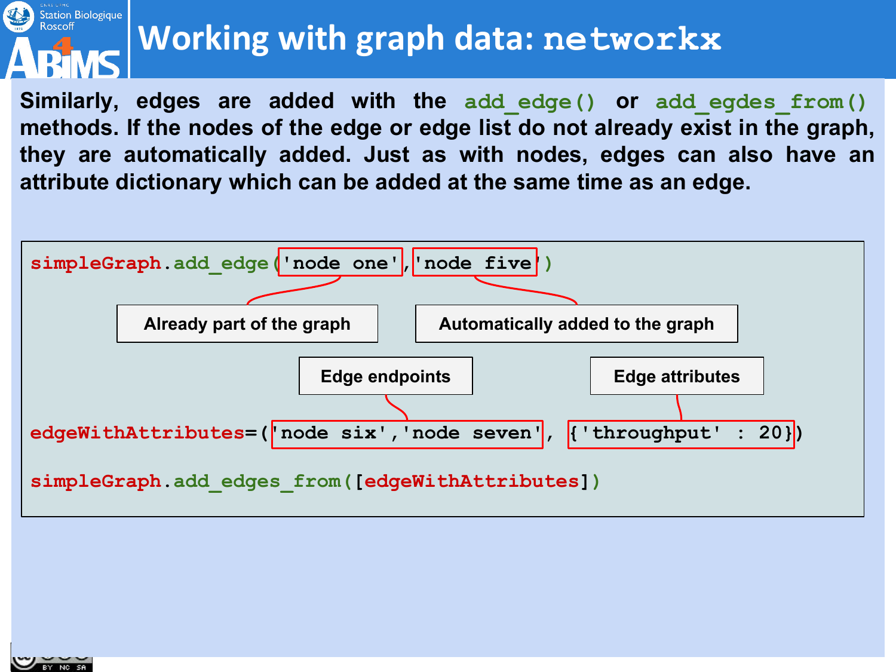# Working with graph data: networkx

Similarly, edges are added with the `add_edge()` or `add_egdes_from()` methods. If the nodes of the edge or edge list do not already exist in the graph, they are automatically added. Just as with nodes, edges can also have an attribute dictionary which can be added at the same time as an edge.

```
simpleGraph.add_edge('node one','node five')
```

- 'node one': Already part of the graph
- 'node five': Automatically added to the graph

```
edgeWithAttributes=('node six','node seven', {'throughput' : 20})

simpleGraph.add_edges_from([edgeWithAttributes])
```

- 'node six','node seven': Edge endpoints
- {'throughput' : 20}: Edge attributes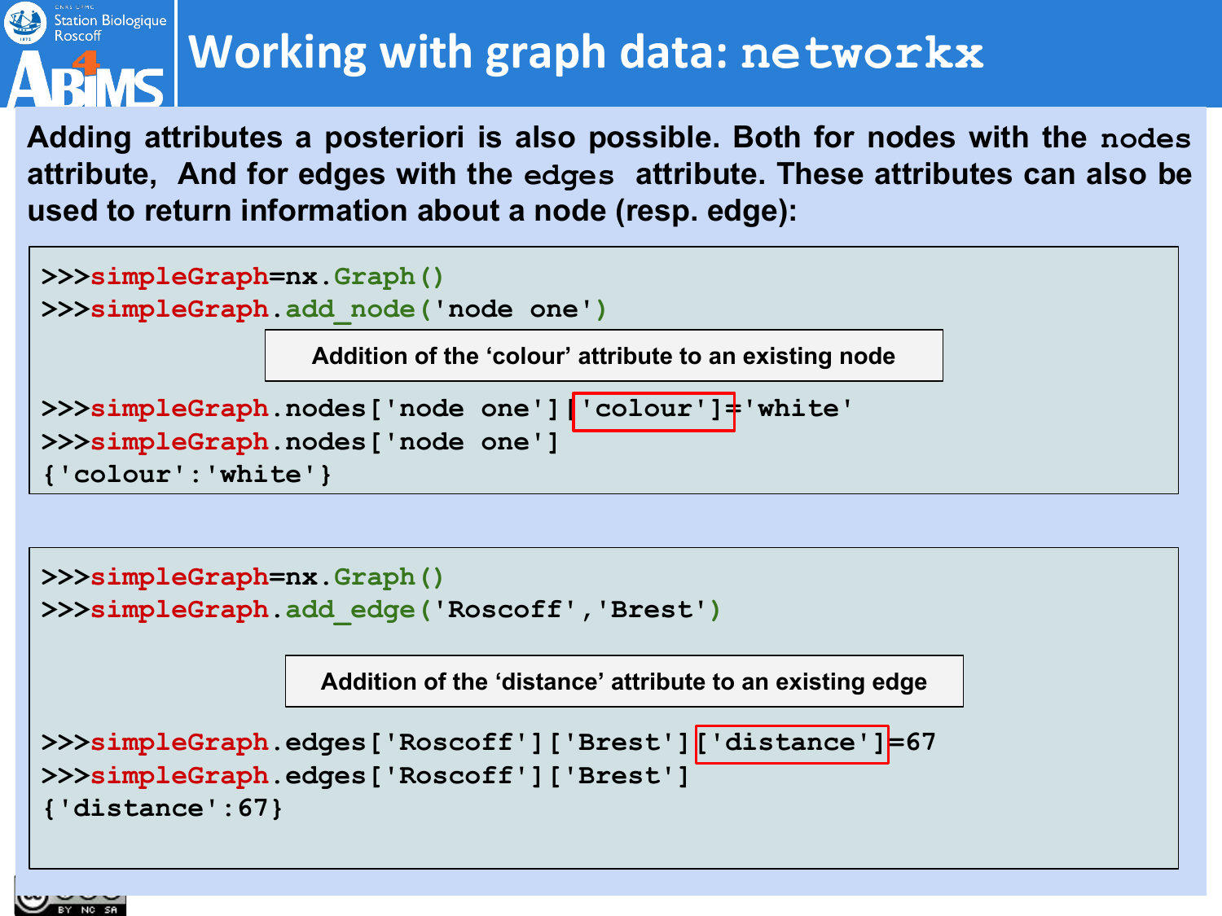# Working with graph data: `networkx`

**Adding attributes a posteriori is also possible. Both for nodes with the `nodes` attribute, And for edges with the `edges` attribute. These attributes can also be used to return information about a node (resp. edge):**

```
>>>simpleGraph=nx.Graph()
>>>simpleGraph.add_node('node one')
```

Addition of the 'colour' attribute to an existing node

```
>>>simpleGraph.nodes['node one']['colour']='white'
>>>simpleGraph.nodes['node one']
{'colour':'white'}
```

```
>>>simpleGraph=nx.Graph()
>>>simpleGraph.add_edge('Roscoff','Brest')
```

Addition of the 'distance' attribute to an existing edge

```
>>>simpleGraph.edges['Roscoff']['Brest']['distance']=67
>>>simpleGraph.edges['Roscoff']['Brest']
{'distance':67}
```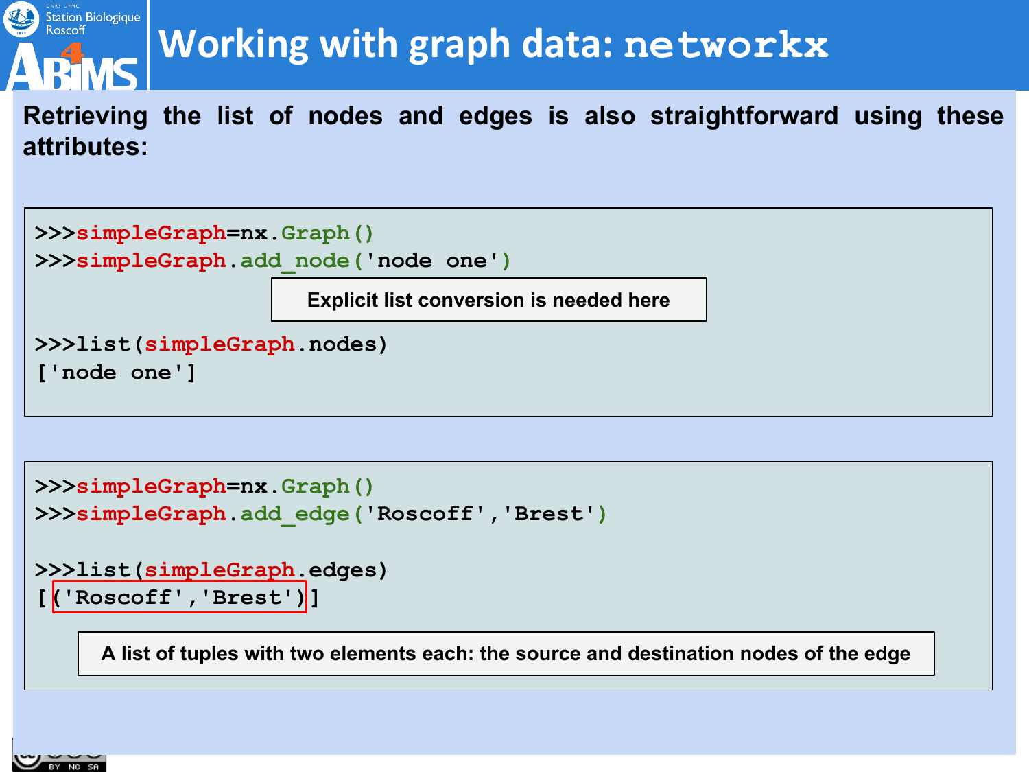# Working with graph data: `networkx`

**Retrieving the list of nodes and edges is also straightforward using these attributes:**

```
>>>simpleGraph=nx.Graph()
>>>simpleGraph.add_node('node one')

>>>list(simpleGraph.nodes)
['node one']
```

**Explicit list conversion is needed here**

```
>>>simpleGraph=nx.Graph()
>>>simpleGraph.add_edge('Roscoff','Brest')

>>>list(simpleGraph.edges)
[('Roscoff','Brest')]
```

**A list of tuples with two elements each: the source and destination nodes of the edge**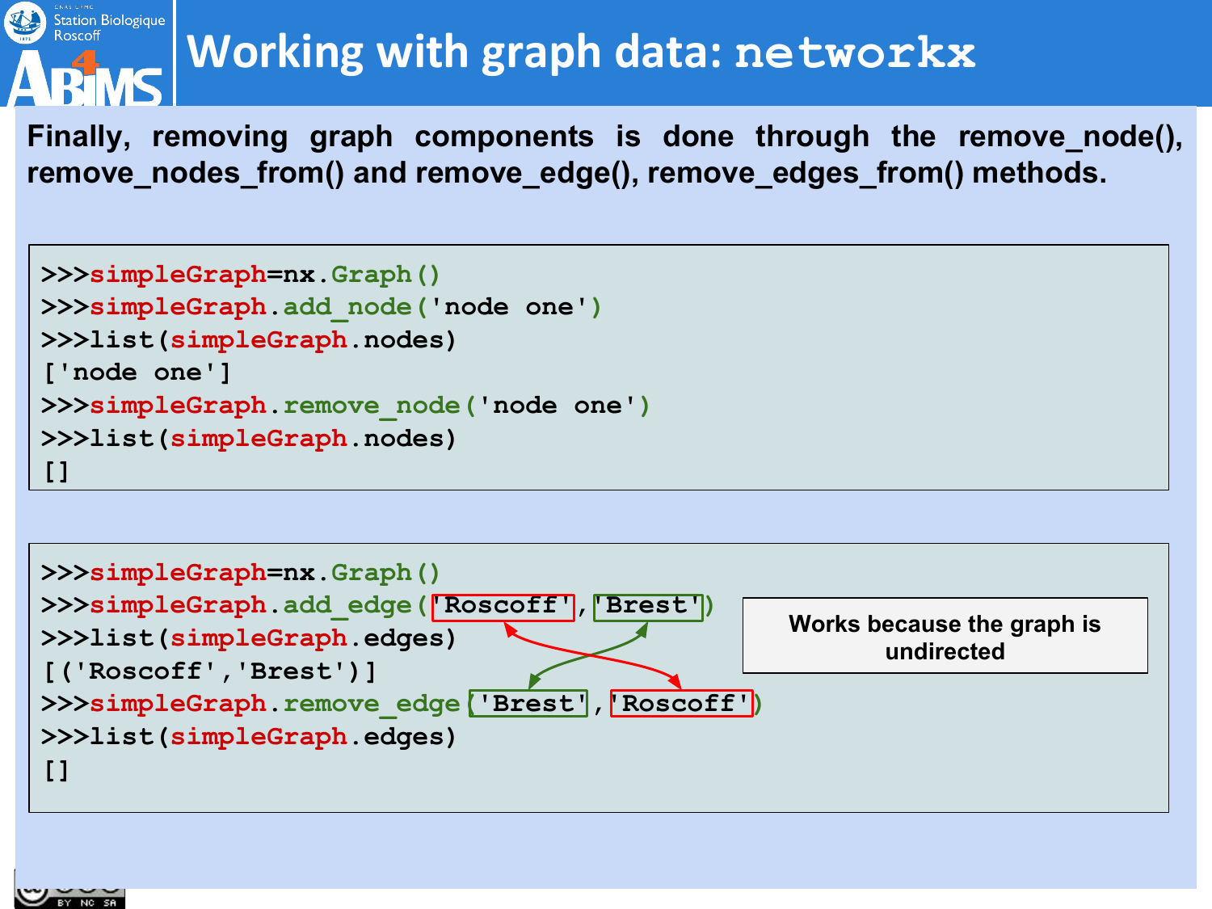# Working with graph data: networkx

**Finally, removing graph components is done through the remove_node(), remove_nodes_from() and remove_edge(), remove_edges_from() methods.**

```
>>>simpleGraph=nx.Graph()
>>>simpleGraph.add_node('node one')
>>>list(simpleGraph.nodes)
['node one']
>>>simpleGraph.remove_node('node one')
>>>list(simpleGraph.nodes)
[]
```

```
>>>simpleGraph=nx.Graph()
>>>simpleGraph.add_edge('Roscoff','Brest')
>>>list(simpleGraph.edges)
[('Roscoff','Brest')]
>>>simpleGraph.remove_edge('Brest','Roscoff')
>>>list(simpleGraph.edges)
[]
```

**Works because the graph is undirected**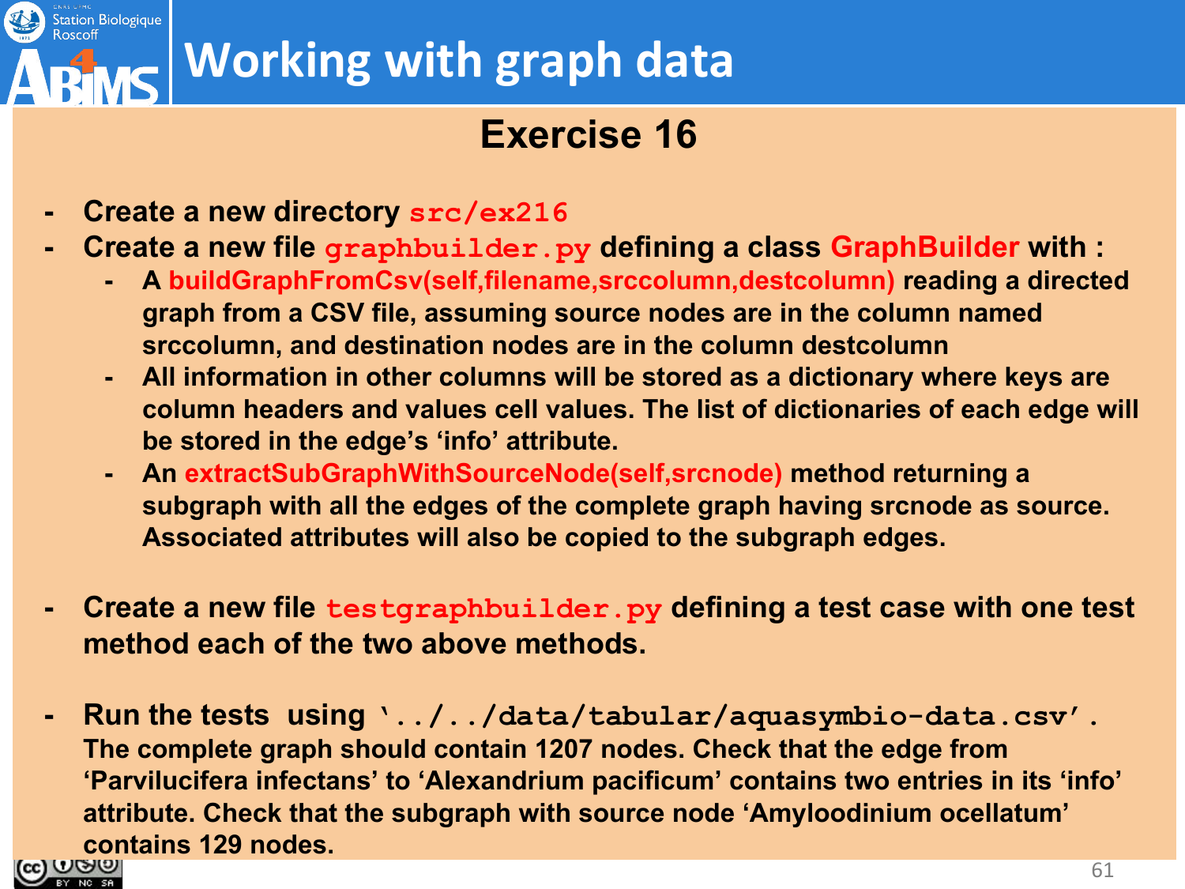# Working with graph data

## Exercise 16

- Create a new directory `src/ex216`
- Create a new file `graphbuilder.py` defining a class **GraphBuilder** with :
    - A **buildGraphFromCsv(self,filename,srccolumn,destcolumn)** reading a directed graph from a CSV file, assuming source nodes are in the column named srccolumn, and destination nodes are in the column destcolumn
    - All information in other columns will be stored as a dictionary where keys are column headers and values cell values. The list of dictionaries of each edge will be stored in the edge's 'info' attribute.
    - An **extractSubGraphWithSourceNode(self,srcnode)** method returning a subgraph with all the edges of the complete graph having srcnode as source. Associated attributes will also be copied to the subgraph edges.

- Create a new file `testgraphbuilder.py` defining a test case with one test method each of the two above methods.

- Run the tests using `'../../data/tabular/aquasymbio-data.csv'`. The complete graph should contain 1207 nodes. Check that the edge from 'Parvilucifera infectans' to 'Alexandrium pacificum' contains two entries in its 'info' attribute. Check that the subgraph with source node 'Amyloodinium ocellatum' contains 129 nodes.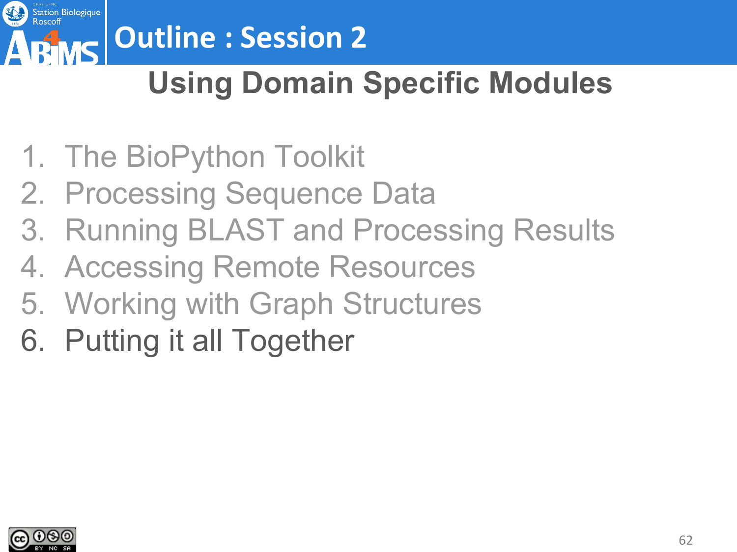# Outline : Session 2

## Using Domain Specific Modules

1. The BioPython Toolkit
2. Processing Sequence Data
3. Running BLAST and Processing Results
4. Accessing Remote Resources
5. Working with Graph Structures
6. Putting it all Together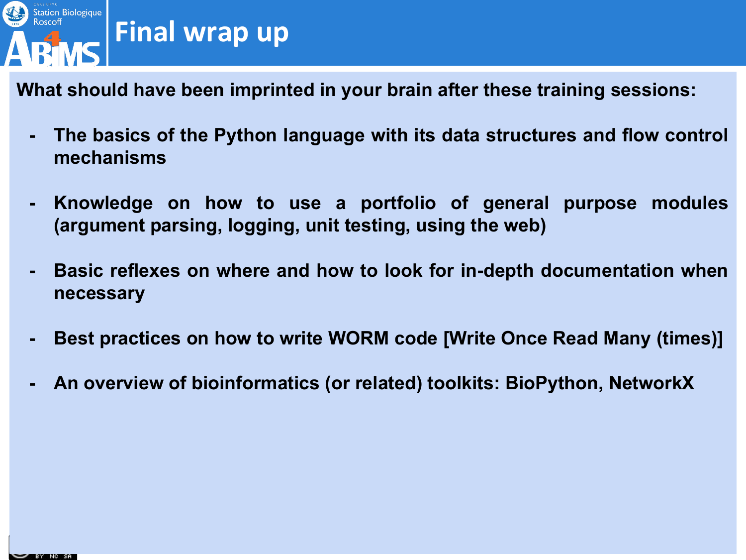# Final wrap up

**What should have been imprinted in your brain after these training sessions:**

- **The basics of the Python language with its data structures and flow control mechanisms**

- **Knowledge on how to use a portfolio of general purpose modules (argument parsing, logging, unit testing, using the web)**

- **Basic reflexes on where and how to look for in-depth documentation when necessary**

- **Best practices on how to write WORM code [Write Once Read Many (times)]**

- **An overview of bioinformatics (or related) toolkits: BioPython, NetworkX**